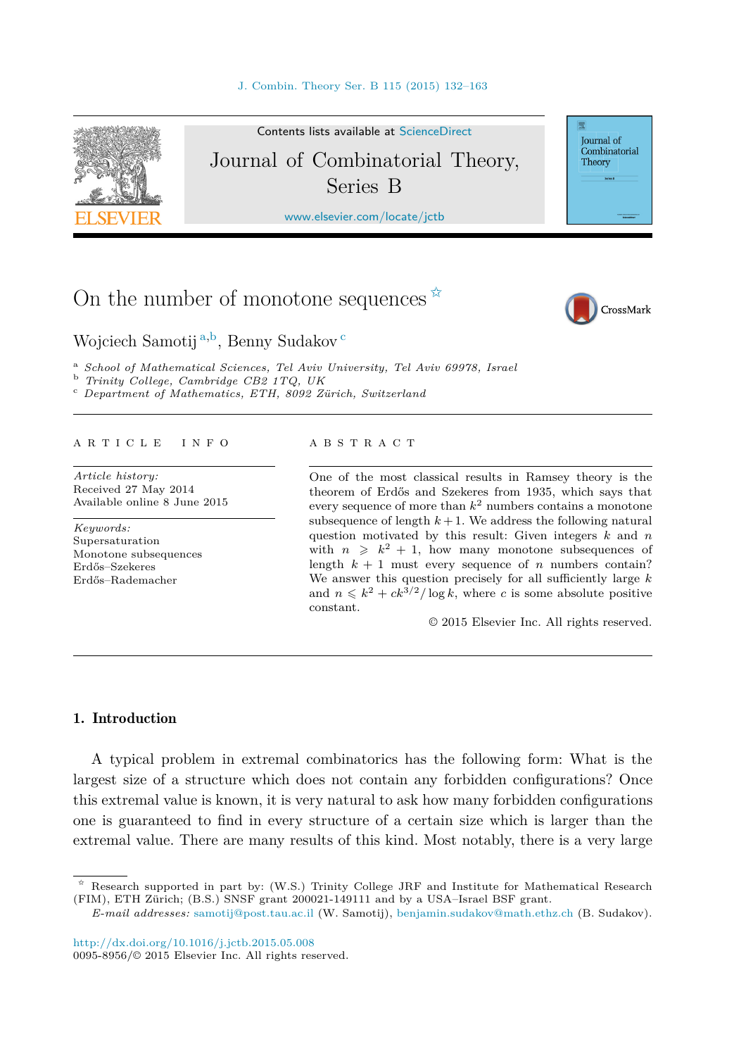# On the number of monotone sequences ☆

Wojciech Samotij [a,b], Benny Sudakov [c]

[a] *School of Mathematical Sciences, Tel Aviv University, Tel Aviv 69978, Israel*
[b] *Trinity College, Cambridge CB2 1TQ, UK*
[c] *Department of Mathematics, ETH, 8092 Zürich, Switzerland*

---

**ARTICLE INFO**

*Article history:*
Received 27 May 2014
Available online 8 June 2015

*Keywords:*
Supersaturation
Monotone subsequences
Erdős–Szekeres
Erdős–Rademacher

**ABSTRACT**

One of the most classical results in Ramsey theory is the theorem of Erdős and Szekeres from 1935, which says that every sequence of more than $k^2$ numbers contains a monotone subsequence of length $k+1$. We address the following natural question motivated by this result: Given integers $k$ and $n$ with $n \geqslant k^2 + 1$, how many monotone subsequences of length $k+1$ must every sequence of $n$ numbers contain? We answer this question precisely for all sufficiently large $k$ and $n \leqslant k^2 + ck^{3/2}/\log k$, where $c$ is some absolute positive constant.

© 2015 Elsevier Inc. All rights reserved.

---

## 1. Introduction

A typical problem in extremal combinatorics has the following form: What is the largest size of a structure which does not contain any forbidden configurations? Once this extremal value is known, it is very natural to ask how many forbidden configurations one is guaranteed to find in every structure of a certain size which is larger than the extremal value. There are many results of this kind. Most notably, there is a very large

---

☆ Research supported in part by: (W.S.) Trinity College JRF and Institute for Mathematical Research (FIM), ETH Zürich; (B.S.) SNSF grant 200021-149111 and by a USA–Israel BSF grant.

*E-mail addresses:* samotij@post.tau.ac.il (W. Samotij), benjamin.sudakov@math.ethz.ch (B. Sudakov).

http://dx.doi.org/10.1016/j.jctb.2015.05.008
0095-8956/© 2015 Elsevier Inc. All rights reserved.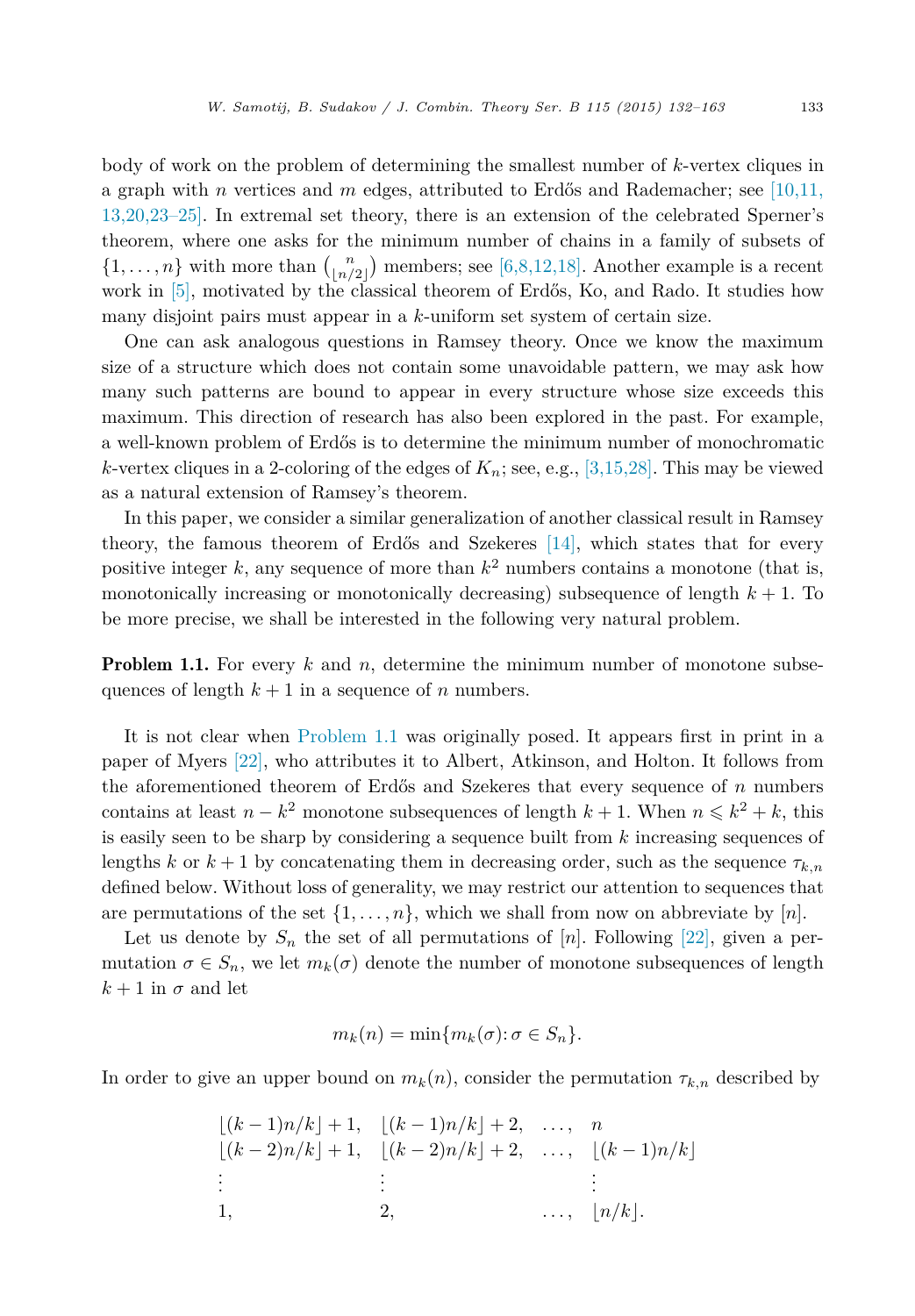body of work on the problem of determining the smallest number of $k$-vertex cliques in a graph with $n$ vertices and $m$ edges, attributed to Erdős and Rademacher; see [10,11,13,20,23–25]. In extremal set theory, there is an extension of the celebrated Sperner's theorem, where one asks for the minimum number of chains in a family of subsets of $\{1,\dots,n\}$ with more than $\binom{n}{\lfloor n/2 \rfloor}$ members; see [6,8,12,18]. Another example is a recent work in [5], motivated by the classical theorem of Erdős, Ko, and Rado. It studies how many disjoint pairs must appear in a $k$-uniform set system of certain size.

One can ask analogous questions in Ramsey theory. Once we know the maximum size of a structure which does not contain some unavoidable pattern, we may ask how many such patterns are bound to appear in every structure whose size exceeds this maximum. This direction of research has also been explored in the past. For example, a well-known problem of Erdős is to determine the minimum number of monochromatic $k$-vertex cliques in a 2-coloring of the edges of $K_n$; see, e.g., [3,15,28]. This may be viewed as a natural extension of Ramsey's theorem.

In this paper, we consider a similar generalization of another classical result in Ramsey theory, the famous theorem of Erdős and Szekeres [14], which states that for every positive integer $k$, any sequence of more than $k^2$ numbers contains a monotone (that is, monotonically increasing or monotonically decreasing) subsequence of length $k+1$. To be more precise, we shall be interested in the following very natural problem.

**Problem 1.1.** For every $k$ and $n$, determine the minimum number of monotone subsequences of length $k+1$ in a sequence of $n$ numbers.

It is not clear when Problem 1.1 was originally posed. It appears first in print in a paper of Myers [22], who attributes it to Albert, Atkinson, and Holton. It follows from the aforementioned theorem of Erdős and Szekeres that every sequence of $n$ numbers contains at least $n - k^2$ monotone subsequences of length $k+1$. When $n \leqslant k^2 + k$, this is easily seen to be sharp by considering a sequence built from $k$ increasing sequences of lengths $k$ or $k+1$ by concatenating them in decreasing order, such as the sequence $\tau_{k,n}$ defined below. Without loss of generality, we may restrict our attention to sequences that are permutations of the set $\{1,\dots,n\}$, which we shall from now on abbreviate by $[n]$.

Let us denote by $S_n$ the set of all permutations of $[n]$. Following [22], given a permutation $\sigma \in S_n$, we let $m_k(\sigma)$ denote the number of monotone subsequences of length $k+1$ in $\sigma$ and let

$$m_k(n) = \min\{m_k(\sigma) \colon \sigma \in S_n\}.$$

In order to give an upper bound on $m_k(n)$, consider the permutation $\tau_{k,n}$ described by

$$\begin{array}{llll}
\lfloor (k-1)n/k \rfloor + 1, & \lfloor (k-1)n/k \rfloor + 2, & \dots, & n \\
\lfloor (k-2)n/k \rfloor + 1, & \lfloor (k-2)n/k \rfloor + 2, & \dots, & \lfloor (k-1)n/k \rfloor \\
\vdots & \vdots & & \vdots \\
1, & 2, & \dots, & \lfloor n/k \rfloor.
\end{array}$$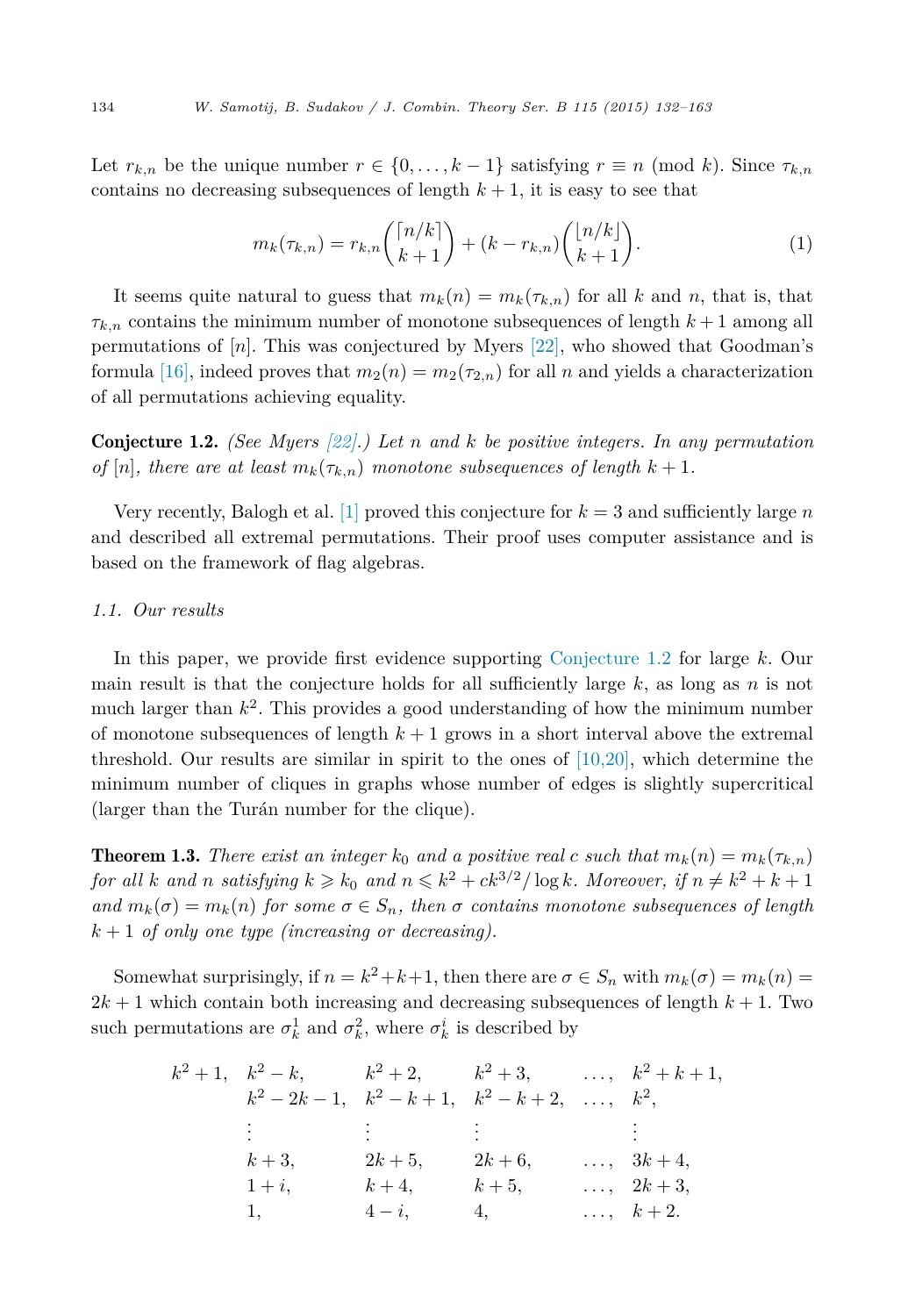Let $r_{k,n}$ be the unique number $r \in \{0, \ldots, k-1\}$ satisfying $r \equiv n \pmod{k}$. Since $\tau_{k,n}$ contains no decreasing subsequences of length $k+1$, it is easy to see that

$$m_k(\tau_{k,n}) = r_{k,n}\binom{\lceil n/k \rceil}{k+1} + (k - r_{k,n})\binom{\lfloor n/k \rfloor}{k+1}. \tag{1}$$

It seems quite natural to guess that $m_k(n) = m_k(\tau_{k,n})$ for all $k$ and $n$, that is, that $\tau_{k,n}$ contains the minimum number of monotone subsequences of length $k+1$ among all permutations of $[n]$. This was conjectured by Myers [22], who showed that Goodman's formula [16], indeed proves that $m_2(n) = m_2(\tau_{2,n})$ for all $n$ and yields a characterization of all permutations achieving equality.

**Conjecture 1.2.** *(See Myers [22].) Let $n$ and $k$ be positive integers. In any permutation of $[n]$, there are at least $m_k(\tau_{k,n})$ monotone subsequences of length $k+1$.*

Very recently, Balogh et al. [1] proved this conjecture for $k = 3$ and sufficiently large $n$ and described all extremal permutations. Their proof uses computer assistance and is based on the framework of flag algebras.

### 1.1. Our results

In this paper, we provide first evidence supporting Conjecture 1.2 for large $k$. Our main result is that the conjecture holds for all sufficiently large $k$, as long as $n$ is not much larger than $k^2$. This provides a good understanding of how the minimum number of monotone subsequences of length $k+1$ grows in a short interval above the extremal threshold. Our results are similar in spirit to the ones of [10,20], which determine the minimum number of cliques in graphs whose number of edges is slightly supercritical (larger than the Turán number for the clique).

**Theorem 1.3.** *There exist an integer $k_0$ and a positive real $c$ such that $m_k(n) = m_k(\tau_{k,n})$ for all $k$ and $n$ satisfying $k \geqslant k_0$ and $n \leqslant k^2 + ck^{3/2}/\log k$. Moreover, if $n \neq k^2 + k + 1$ and $m_k(\sigma) = m_k(n)$ for some $\sigma \in S_n$, then $\sigma$ contains monotone subsequences of length $k+1$ of only one type (increasing or decreasing).*

Somewhat surprisingly, if $n = k^2+k+1$, then there are $\sigma \in S_n$ with $m_k(\sigma) = m_k(n) = 2k+1$ which contain both increasing and decreasing subsequences of length $k+1$. Two such permutations are $\sigma_k^1$ and $\sigma_k^2$, where $\sigma_k^i$ is described by

$$\begin{array}{llllll}
k^2+1, & k^2-k, & k^2+2, & k^2+3, & \ldots, & k^2+k+1, \\
 & k^2-2k-1, & k^2-k+1, & k^2-k+2, & \ldots, & k^2, \\
 & \vdots & \vdots & \vdots & & \vdots \\
 & k+3, & 2k+5, & 2k+6, & \ldots, & 3k+4, \\
 & 1+i, & k+4, & k+5, & \ldots, & 2k+3, \\
 & 1, & 4-i, & 4, & \ldots, & k+2.
\end{array}$$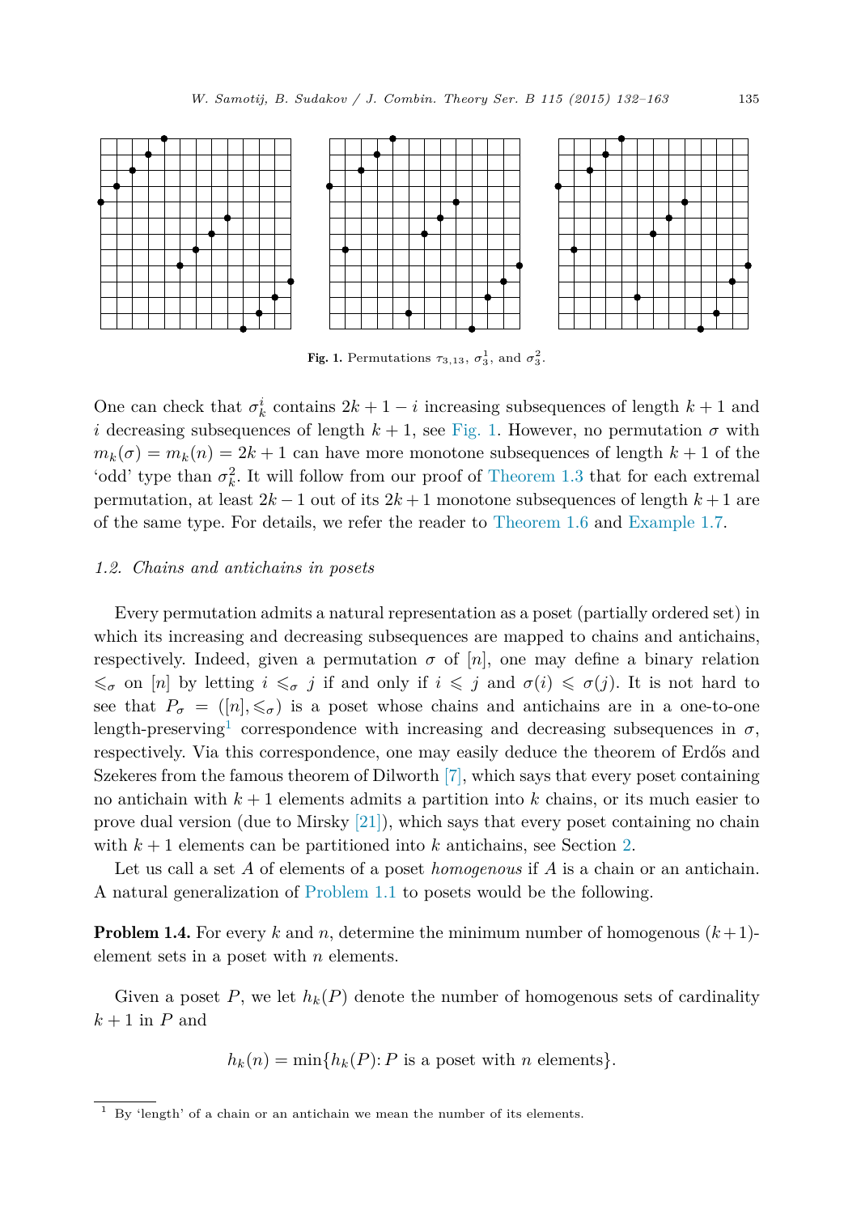Fig. 1. Permutations $\tau_{3,13}$, $\sigma_3^1$, and $\sigma_3^2$.

One can check that $\sigma_k^i$ contains $2k+1-i$ increasing subsequences of length $k+1$ and $i$ decreasing subsequences of length $k+1$, see Fig. 1. However, no permutation $\sigma$ with $m_k(\sigma) = m_k(n) = 2k+1$ can have more monotone subsequences of length $k+1$ of the 'odd' type than $\sigma_k^2$. It will follow from our proof of Theorem 1.3 that for each extremal permutation, at least $2k-1$ out of its $2k+1$ monotone subsequences of length $k+1$ are of the same type. For details, we refer the reader to Theorem 1.6 and Example 1.7.

### 1.2. Chains and antichains in posets

Every permutation admits a natural representation as a poset (partially ordered set) in which its increasing and decreasing subsequences are mapped to chains and antichains, respectively. Indeed, given a permutation $\sigma$ of $[n]$, one may define a binary relation $\leqslant_\sigma$ on $[n]$ by letting $i \leqslant_\sigma j$ if and only if $i \leqslant j$ and $\sigma(i) \leqslant \sigma(j)$. It is not hard to see that $P_\sigma = ([n], \leqslant_\sigma)$ is a poset whose chains and antichains are in a one-to-one length-preserving[1] correspondence with increasing and decreasing subsequences in $\sigma$, respectively. Via this correspondence, one may easily deduce the theorem of Erdős and Szekeres from the famous theorem of Dilworth [7], which says that every poset containing no antichain with $k+1$ elements admits a partition into $k$ chains, or its much easier to prove dual version (due to Mirsky [21]), which says that every poset containing no chain with $k+1$ elements can be partitioned into $k$ antichains, see Section 2.

Let us call a set $A$ of elements of a poset *homogenous* if $A$ is a chain or an antichain. A natural generalization of Problem 1.1 to posets would be the following.

**Problem 1.4.** For every $k$ and $n$, determine the minimum number of homogenous $(k+1)$-element sets in a poset with $n$ elements.

Given a poset $P$, we let $h_k(P)$ denote the number of homogenous sets of cardinality $k+1$ in $P$ and

$$h_k(n) = \min\{h_k(P) \colon P \text{ is a poset with } n \text{ elements}\}.$$

[1] By 'length' of a chain or an antichain we mean the number of its elements.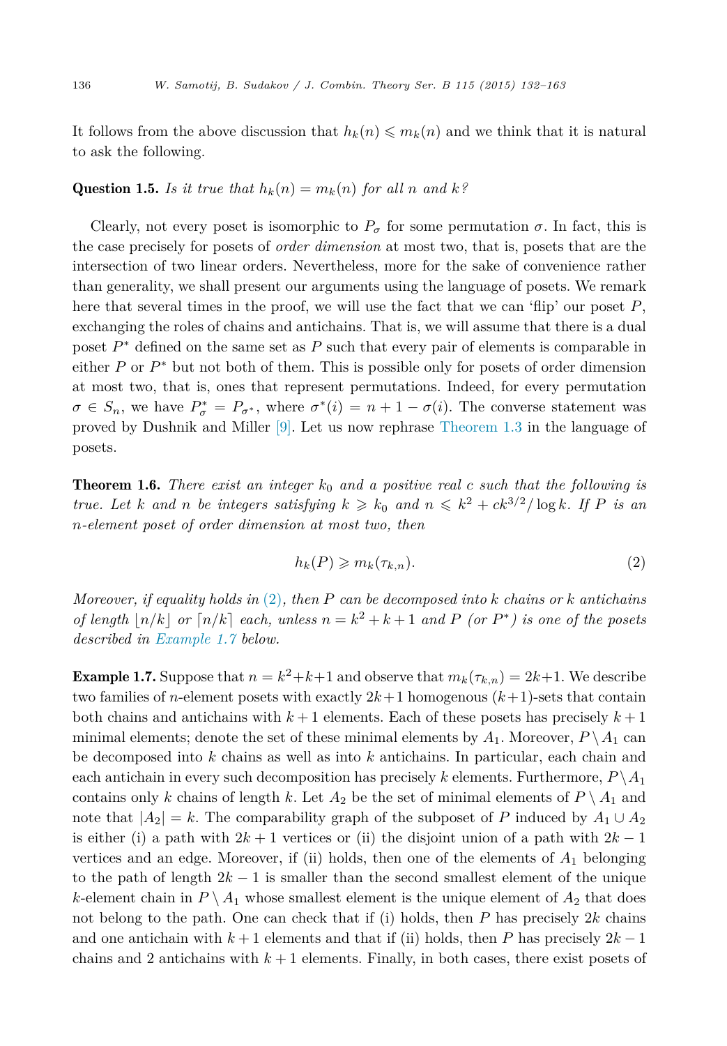It follows from the above discussion that $h_k(n) \leqslant m_k(n)$ and we think that it is natural to ask the following.

**Question 1.5.** *Is it true that $h_k(n) = m_k(n)$ for all $n$ and $k$?*

Clearly, not every poset is isomorphic to $P_\sigma$ for some permutation $\sigma$. In fact, this is the case precisely for posets of *order dimension* at most two, that is, posets that are the intersection of two linear orders. Nevertheless, more for the sake of convenience rather than generality, we shall present our arguments using the language of posets. We remark here that several times in the proof, we will use the fact that we can 'flip' our poset $P$, exchanging the roles of chains and antichains. That is, we will assume that there is a dual poset $P^*$ defined on the same set as $P$ such that every pair of elements is comparable in either $P$ or $P^*$ but not both of them. This is possible only for posets of order dimension at most two, that is, ones that represent permutations. Indeed, for every permutation $\sigma \in S_n$, we have $P_\sigma^* = P_{\sigma^*}$, where $\sigma^*(i) = n + 1 - \sigma(i)$. The converse statement was proved by Dushnik and Miller [9]. Let us now rephrase Theorem 1.3 in the language of posets.

**Theorem 1.6.** *There exist an integer $k_0$ and a positive real $c$ such that the following is true. Let $k$ and $n$ be integers satisfying $k \geqslant k_0$ and $n \leqslant k^2 + ck^{3/2}/\log k$. If $P$ is an $n$-element poset of order dimension at most two, then*

$$h_k(P) \geqslant m_k(\tau_{k,n}). \tag{2}$$

*Moreover, if equality holds in (2), then $P$ can be decomposed into $k$ chains or $k$ antichains of length $\lfloor n/k \rfloor$ or $\lceil n/k \rceil$ each, unless $n = k^2 + k + 1$ and $P$ (or $P^*$) is one of the posets described in Example 1.7 below.*

**Example 1.7.** Suppose that $n = k^2+k+1$ and observe that $m_k(\tau_{k,n}) = 2k+1$. We describe two families of $n$-element posets with exactly $2k+1$ homogenous $(k+1)$-sets that contain both chains and antichains with $k+1$ elements. Each of these posets has precisely $k+1$ minimal elements; denote the set of these minimal elements by $A_1$. Moreover, $P \setminus A_1$ can be decomposed into $k$ chains as well as into $k$ antichains. In particular, each chain and each antichain in every such decomposition has precisely $k$ elements. Furthermore, $P \setminus A_1$ contains only $k$ chains of length $k$. Let $A_2$ be the set of minimal elements of $P \setminus A_1$ and note that $|A_2| = k$. The comparability graph of the subposet of $P$ induced by $A_1 \cup A_2$ is either (i) a path with $2k+1$ vertices or (ii) the disjoint union of a path with $2k-1$ vertices and an edge. Moreover, if (ii) holds, then one of the elements of $A_1$ belonging to the path of length $2k-1$ is smaller than the second smallest element of the unique $k$-element chain in $P \setminus A_1$ whose smallest element is the unique element of $A_2$ that does not belong to the path. One can check that if (i) holds, then $P$ has precisely $2k$ chains and one antichain with $k+1$ elements and that if (ii) holds, then $P$ has precisely $2k-1$ chains and 2 antichains with $k+1$ elements. Finally, in both cases, there exist posets of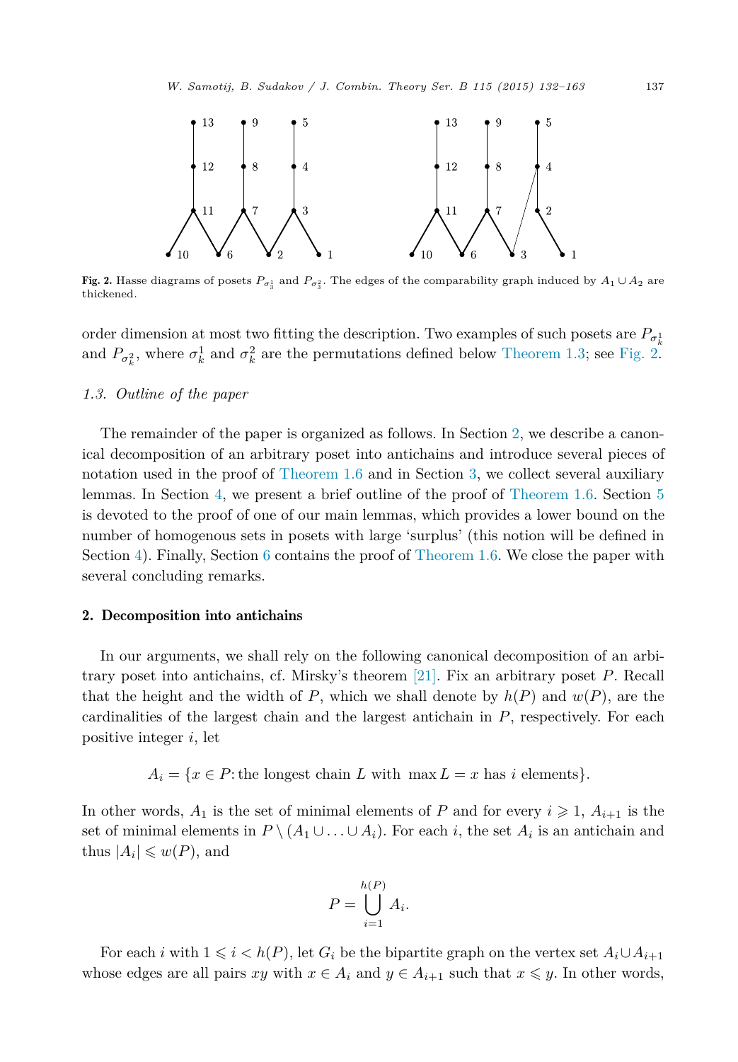**Fig. 2.** Hasse diagrams of posets $P_{\sigma_3^1}$ and $P_{\sigma_3^2}$. The edges of the comparability graph induced by $A_1 \cup A_2$ are thickened.

order dimension at most two fitting the description. Two examples of such posets are $P_{\sigma_k^1}$ and $P_{\sigma_k^2}$, where $\sigma_k^1$ and $\sigma_k^2$ are the permutations defined below Theorem 1.3; see Fig. 2.

### 1.3. Outline of the paper

The remainder of the paper is organized as follows. In Section 2, we describe a canonical decomposition of an arbitrary poset into antichains and introduce several pieces of notation used in the proof of Theorem 1.6 and in Section 3, we collect several auxiliary lemmas. In Section 4, we present a brief outline of the proof of Theorem 1.6. Section 5 is devoted to the proof of one of our main lemmas, which provides a lower bound on the number of homogenous sets in posets with large 'surplus' (this notion will be defined in Section 4). Finally, Section 6 contains the proof of Theorem 1.6. We close the paper with several concluding remarks.

## 2. Decomposition into antichains

In our arguments, we shall rely on the following canonical decomposition of an arbitrary poset into antichains, cf. Mirsky's theorem [21]. Fix an arbitrary poset $P$. Recall that the height and the width of $P$, which we shall denote by $h(P)$ and $w(P)$, are the cardinalities of the largest chain and the largest antichain in $P$, respectively. For each positive integer $i$, let

$$A_i = \{x \in P\colon \text{the longest chain } L \text{ with } \max L = x \text{ has } i \text{ elements}\}.$$

In other words, $A_1$ is the set of minimal elements of $P$ and for every $i \geqslant 1$, $A_{i+1}$ is the set of minimal elements in $P \setminus (A_1 \cup \ldots \cup A_i)$. For each $i$, the set $A_i$ is an antichain and thus $|A_i| \leqslant w(P)$, and

$$P = \bigcup_{i=1}^{h(P)} A_i.$$

For each $i$ with $1 \leqslant i < h(P)$, let $G_i$ be the bipartite graph on the vertex set $A_i \cup A_{i+1}$ whose edges are all pairs $xy$ with $x \in A_i$ and $y \in A_{i+1}$ such that $x \leqslant y$. In other words,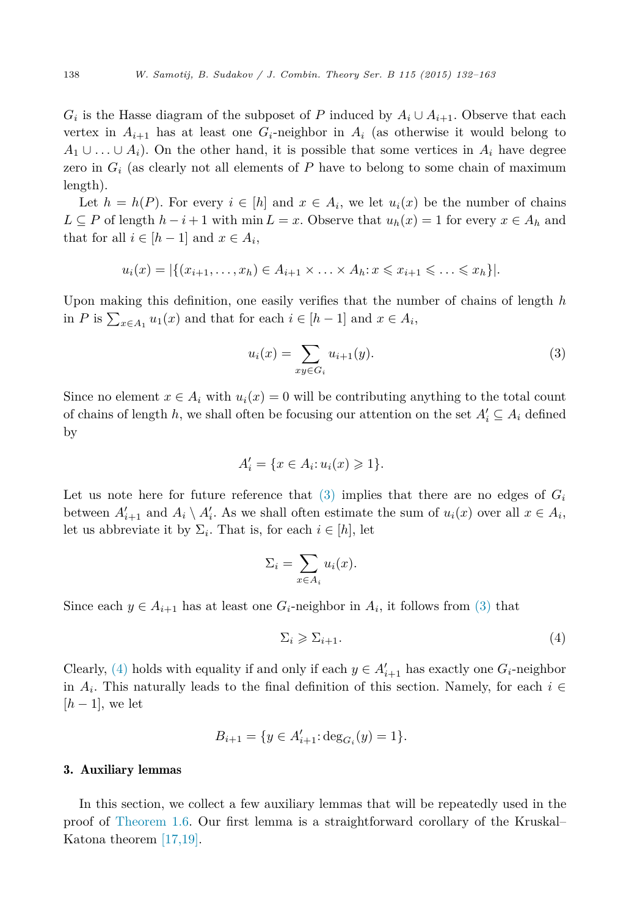$G_i$ is the Hasse diagram of the subposet of $P$ induced by $A_i \cup A_{i+1}$. Observe that each vertex in $A_{i+1}$ has at least one $G_i$-neighbor in $A_i$ (as otherwise it would belong to $A_1 \cup \ldots \cup A_i$). On the other hand, it is possible that some vertices in $A_i$ have degree zero in $G_i$ (as clearly not all elements of $P$ have to belong to some chain of maximum length).

Let $h = h(P)$. For every $i \in [h]$ and $x \in A_i$, we let $u_i(x)$ be the number of chains $L \subseteq P$ of length $h - i + 1$ with $\min L = x$. Observe that $u_h(x) = 1$ for every $x \in A_h$ and that for all $i \in [h-1]$ and $x \in A_i$,

$$u_i(x) = |\{(x_{i+1}, \ldots, x_h) \in A_{i+1} \times \ldots \times A_h \colon x \leqslant x_{i+1} \leqslant \ldots \leqslant x_h\}|.$$

Upon making this definition, one easily verifies that the number of chains of length $h$ in $P$ is $\sum_{x \in A_1} u_1(x)$ and that for each $i \in [h-1]$ and $x \in A_i$,

$$u_i(x) = \sum_{xy \in G_i} u_{i+1}(y). \tag{3}$$

Since no element $x \in A_i$ with $u_i(x) = 0$ will be contributing anything to the total count of chains of length $h$, we shall often be focusing our attention on the set $A_i' \subseteq A_i$ defined by

$$A_i' = \{x \in A_i \colon u_i(x) \geqslant 1\}.$$

Let us note here for future reference that (3) implies that there are no edges of $G_i$ between $A_{i+1}'$ and $A_i \setminus A_i'$. As we shall often estimate the sum of $u_i(x)$ over all $x \in A_i$, let us abbreviate it by $\Sigma_i$. That is, for each $i \in [h]$, let

$$\Sigma_i = \sum_{x \in A_i} u_i(x).$$

Since each $y \in A_{i+1}$ has at least one $G_i$-neighbor in $A_i$, it follows from (3) that

$$\Sigma_i \geqslant \Sigma_{i+1}. \tag{4}$$

Clearly, (4) holds with equality if and only if each $y \in A_{i+1}'$ has exactly one $G_i$-neighbor in $A_i$. This naturally leads to the final definition of this section. Namely, for each $i \in [h-1]$, we let

$$B_{i+1} = \{y \in A_{i+1}' \colon \deg_{G_i}(y) = 1\}.$$

## 3. Auxiliary lemmas

In this section, we collect a few auxiliary lemmas that will be repeatedly used in the proof of Theorem 1.6. Our first lemma is a straightforward corollary of the Kruskal–Katona theorem [17,19].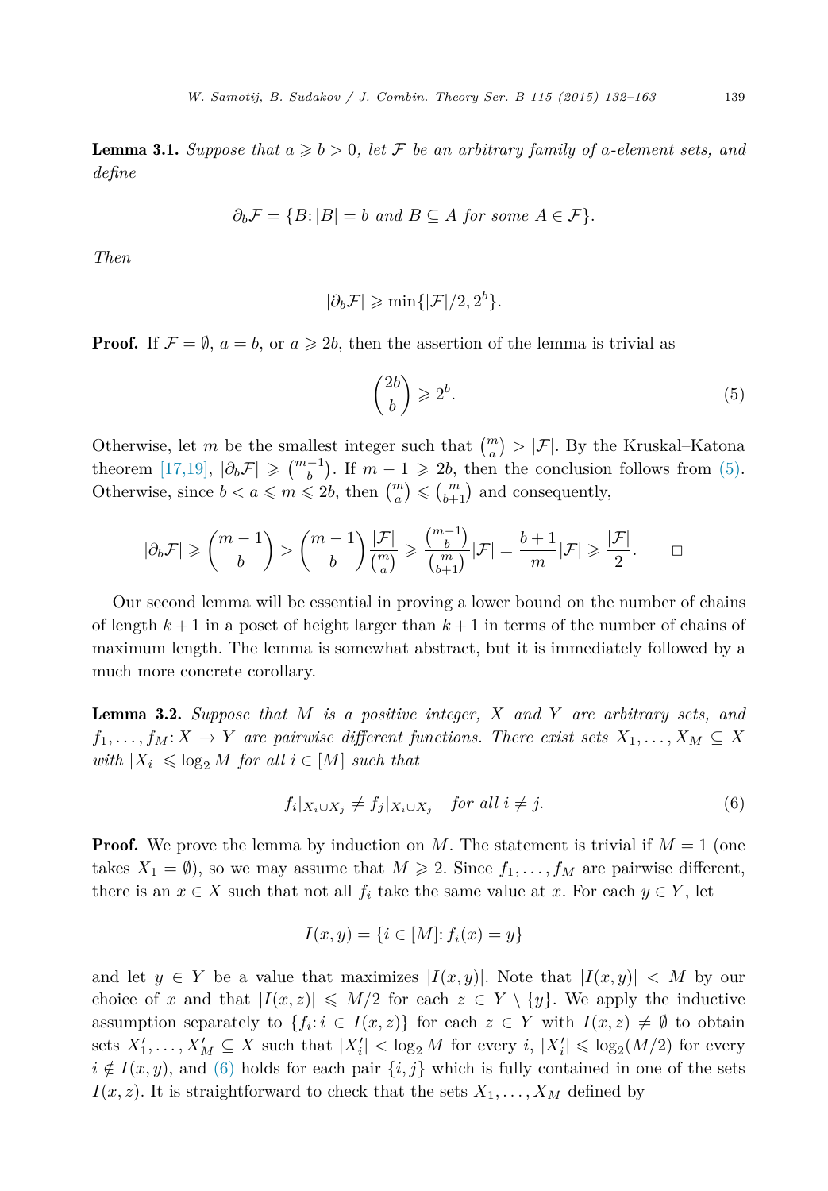**Lemma 3.1.** *Suppose that $a \geqslant b > 0$, let $\mathcal{F}$ be an arbitrary family of $a$-element sets, and define*

$$\partial_b \mathcal{F} = \{B \colon |B| = b \text{ and } B \subseteq A \text{ for some } A \in \mathcal{F}\}.$$

*Then*

$$|\partial_b \mathcal{F}| \geqslant \min\{|\mathcal{F}|/2, 2^b\}.$$

**Proof.** If $\mathcal{F} = \emptyset$, $a = b$, or $a \geqslant 2b$, then the assertion of the lemma is trivial as

$$\binom{2b}{b} \geqslant 2^b. \tag{5}$$

Otherwise, let $m$ be the smallest integer such that $\binom{m}{a} > |\mathcal{F}|$. By the Kruskal–Katona theorem [17,19], $|\partial_b \mathcal{F}| \geqslant \binom{m-1}{b}$. If $m - 1 \geqslant 2b$, then the conclusion follows from (5). Otherwise, since $b < a \leqslant m \leqslant 2b$, then $\binom{m}{a} \leqslant \binom{m}{b+1}$ and consequently,

$$|\partial_b \mathcal{F}| \geqslant \binom{m-1}{b} > \binom{m-1}{b} \frac{|\mathcal{F}|}{\binom{m}{a}} \geqslant \frac{\binom{m-1}{b}}{\binom{m}{b+1}} |\mathcal{F}| = \frac{b+1}{m} |\mathcal{F}| \geqslant \frac{|\mathcal{F}|}{2}. \qquad \square$$

Our second lemma will be essential in proving a lower bound on the number of chains of length $k+1$ in a poset of height larger than $k+1$ in terms of the number of chains of maximum length. The lemma is somewhat abstract, but it is immediately followed by a much more concrete corollary.

**Lemma 3.2.** *Suppose that $M$ is a positive integer, $X$ and $Y$ are arbitrary sets, and $f_1, \ldots, f_M \colon X \to Y$ are pairwise different functions. There exist sets $X_1, \ldots, X_M \subseteq X$ with $|X_i| \leqslant \log_2 M$ for all $i \in [M]$ such that*

$$f_i|_{X_i \cup X_j} \neq f_j|_{X_i \cup X_j} \quad \text{for all } i \neq j. \tag{6}$$

**Proof.** We prove the lemma by induction on $M$. The statement is trivial if $M = 1$ (one takes $X_1 = \emptyset$), so we may assume that $M \geqslant 2$. Since $f_1, \ldots, f_M$ are pairwise different, there is an $x \in X$ such that not all $f_i$ take the same value at $x$. For each $y \in Y$, let

$$I(x, y) = \{i \in [M] \colon f_i(x) = y\}$$

and let $y \in Y$ be a value that maximizes $|I(x, y)|$. Note that $|I(x, y)| < M$ by our choice of $x$ and that $|I(x, z)| \leqslant M/2$ for each $z \in Y \setminus \{y\}$. We apply the inductive assumption separately to $\{f_i \colon i \in I(x, z)\}$ for each $z \in Y$ with $I(x, z) \neq \emptyset$ to obtain sets $X_1', \ldots, X_M' \subseteq X$ such that $|X_i'| < \log_2 M$ for every $i$, $|X_i'| \leqslant \log_2(M/2)$ for every $i \notin I(x, y)$, and (6) holds for each pair $\{i, j\}$ which is fully contained in one of the sets $I(x, z)$. It is straightforward to check that the sets $X_1, \ldots, X_M$ defined by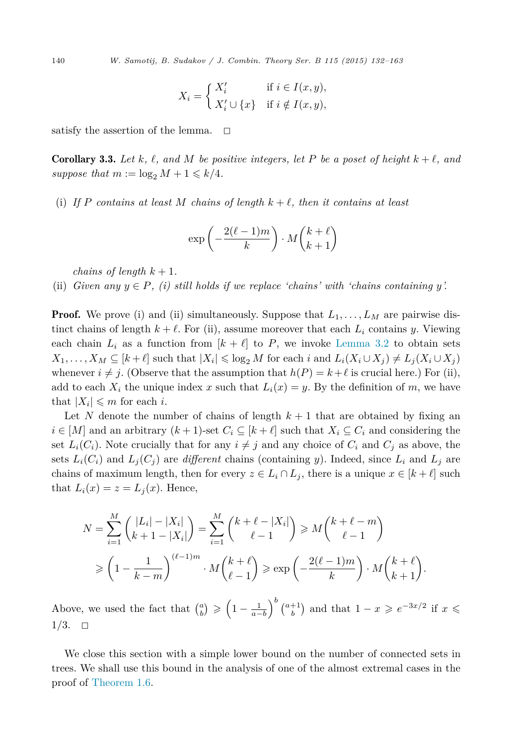$$X_i = \begin{cases} X_i' & \text{if } i \in I(x,y), \\ X_i' \cup \{x\} & \text{if } i \notin I(x,y), \end{cases}$$

satisfy the assertion of the lemma. □

**Corollary 3.3.** *Let $k$, $\ell$, and $M$ be positive integers, let $P$ be a poset of height $k+\ell$, and suppose that $m := \log_2 M + 1 \leqslant k/4$.*

(i) *If $P$ contains at least $M$ chains of length $k+\ell$, then it contains at least*

$$\exp\left(-\frac{2(\ell-1)m}{k}\right) \cdot M\binom{k+\ell}{k+1}$$

*chains of length $k+1$.*

(ii) *Given any $y \in P$, (i) still holds if we replace 'chains' with 'chains containing $y$'.*

**Proof.** We prove (i) and (ii) simultaneously. Suppose that $L_1, \ldots, L_M$ are pairwise distinct chains of length $k+\ell$. For (ii), assume moreover that each $L_i$ contains $y$. Viewing each chain $L_i$ as a function from $[k+\ell]$ to $P$, we invoke Lemma 3.2 to obtain sets $X_1, \ldots, X_M \subseteq [k+\ell]$ such that $|X_i| \leqslant \log_2 M$ for each $i$ and $L_i(X_i \cup X_j) \neq L_j(X_i \cup X_j)$ whenever $i \neq j$. (Observe that the assumption that $h(P) = k+\ell$ is crucial here.) For (ii), add to each $X_i$ the unique index $x$ such that $L_i(x) = y$. By the definition of $m$, we have that $|X_i| \leqslant m$ for each $i$.

Let $N$ denote the number of chains of length $k+1$ that are obtained by fixing an $i \in [M]$ and an arbitrary $(k+1)$-set $C_i \subseteq [k+\ell]$ such that $X_i \subseteq C_i$ and considering the set $L_i(C_i)$. Note crucially that for any $i \neq j$ and any choice of $C_i$ and $C_j$ as above, the sets $L_i(C_i)$ and $L_j(C_j)$ are *different* chains (containing $y$). Indeed, since $L_i$ and $L_j$ are chains of maximum length, then for every $z \in L_i \cap L_j$, there is a unique $x \in [k+\ell]$ such that $L_i(x) = z = L_j(x)$. Hence,

$$\begin{aligned} N &= \sum_{i=1}^{M} \binom{|L_i| - |X_i|}{k+1-|X_i|} = \sum_{i=1}^{M} \binom{k+\ell-|X_i|}{\ell-1} \geqslant M\binom{k+\ell-m}{\ell-1} \\ &\geqslant \left(1 - \frac{1}{k-m}\right)^{(\ell-1)m} \cdot M\binom{k+\ell}{\ell-1} \geqslant \exp\left(-\frac{2(\ell-1)m}{k}\right) \cdot M\binom{k+\ell}{k+1}. \end{aligned}$$

Above, we used the fact that $\binom{a}{b} \geqslant \left(1 - \frac{1}{a-b}\right)^b \binom{a+1}{b}$ and that $1 - x \geqslant e^{-3x/2}$ if $x \leqslant 1/3$. □

We close this section with a simple lower bound on the number of connected sets in trees. We shall use this bound in the analysis of one of the almost extremal cases in the proof of Theorem 1.6.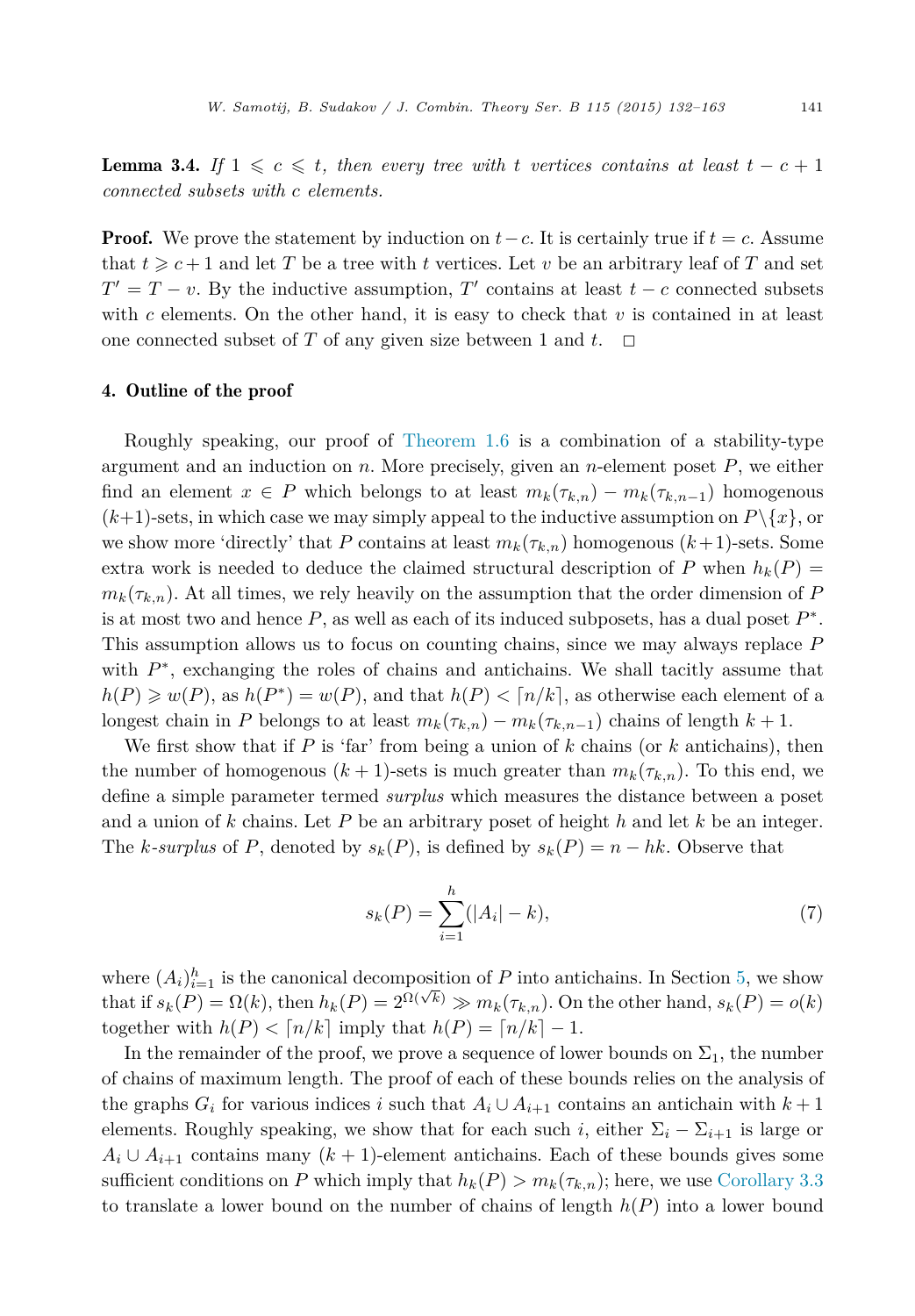**Lemma 3.4.** *If $1 \leqslant c \leqslant t$, then every tree with $t$ vertices contains at least $t - c + 1$ connected subsets with $c$ elements.*

**Proof.** We prove the statement by induction on $t - c$. It is certainly true if $t = c$. Assume that $t \geqslant c + 1$ and let $T$ be a tree with $t$ vertices. Let $v$ be an arbitrary leaf of $T$ and set $T' = T - v$. By the inductive assumption, $T'$ contains at least $t - c$ connected subsets with $c$ elements. On the other hand, it is easy to check that $v$ is contained in at least one connected subset of $T$ of any given size between 1 and $t$. □

## 4. Outline of the proof

Roughly speaking, our proof of Theorem 1.6 is a combination of a stability-type argument and an induction on $n$. More precisely, given an $n$-element poset $P$, we either find an element $x \in P$ which belongs to at least $m_k(\tau_{k,n}) - m_k(\tau_{k,n-1})$ homogenous $(k+1)$-sets, in which case we may simply appeal to the inductive assumption on $P \setminus \{x\}$, or we show more 'directly' that $P$ contains at least $m_k(\tau_{k,n})$ homogenous $(k+1)$-sets. Some extra work is needed to deduce the claimed structural description of $P$ when $h_k(P) = m_k(\tau_{k,n})$. At all times, we rely heavily on the assumption that the order dimension of $P$ is at most two and hence $P$, as well as each of its induced subposets, has a dual poset $P^*$. This assumption allows us to focus on counting chains, since we may always replace $P$ with $P^*$, exchanging the roles of chains and antichains. We shall tacitly assume that $h(P) \geqslant w(P)$, as $h(P^*) = w(P)$, and that $h(P) < \lceil n/k \rceil$, as otherwise each element of a longest chain in $P$ belongs to at least $m_k(\tau_{k,n}) - m_k(\tau_{k,n-1})$ chains of length $k+1$.

We first show that if $P$ is 'far' from being a union of $k$ chains (or $k$ antichains), then the number of homogenous $(k+1)$-sets is much greater than $m_k(\tau_{k,n})$. To this end, we define a simple parameter termed *surplus* which measures the distance between a poset and a union of $k$ chains. Let $P$ be an arbitrary poset of height $h$ and let $k$ be an integer. The *$k$-surplus* of $P$, denoted by $s_k(P)$, is defined by $s_k(P) = n - hk$. Observe that

$$s_k(P) = \sum_{i=1}^{h} (|A_i| - k), \tag{7}$$

where $(A_i)_{i=1}^h$ is the canonical decomposition of $P$ into antichains. In Section 5, we show that if $s_k(P) = \Omega(k)$, then $h_k(P) = 2^{\Omega(\sqrt{k})} \gg m_k(\tau_{k,n})$. On the other hand, $s_k(P) = o(k)$ together with $h(P) < \lceil n/k \rceil$ imply that $h(P) = \lceil n/k \rceil - 1$.

In the remainder of the proof, we prove a sequence of lower bounds on $\Sigma_1$, the number of chains of maximum length. The proof of each of these bounds relies on the analysis of the graphs $G_i$ for various indices $i$ such that $A_i \cup A_{i+1}$ contains an antichain with $k+1$ elements. Roughly speaking, we show that for each such $i$, either $\Sigma_i - \Sigma_{i+1}$ is large or $A_i \cup A_{i+1}$ contains many $(k+1)$-element antichains. Each of these bounds gives some sufficient conditions on $P$ which imply that $h_k(P) > m_k(\tau_{k,n})$; here, we use Corollary 3.3 to translate a lower bound on the number of chains of length $h(P)$ into a lower bound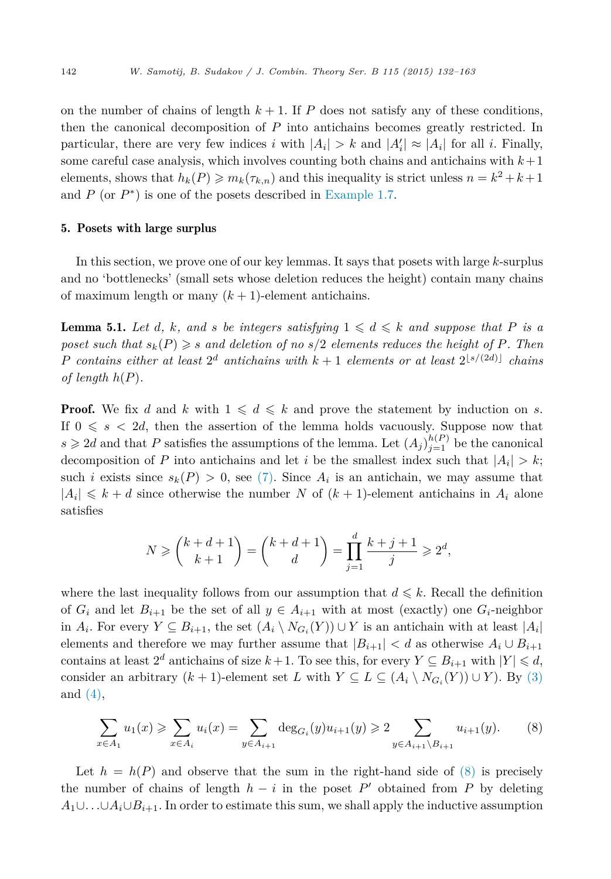on the number of chains of length $k+1$. If $P$ does not satisfy any of these conditions, then the canonical decomposition of $P$ into antichains becomes greatly restricted. In particular, there are very few indices $i$ with $|A_i| > k$ and $|A'_i| \approx |A_i|$ for all $i$. Finally, some careful case analysis, which involves counting both chains and antichains with $k+1$ elements, shows that $h_k(P) \geqslant m_k(\tau_{k,n})$ and this inequality is strict unless $n = k^2 + k + 1$ and $P$ (or $P^*$) is one of the posets described in Example 1.7.

## 5. Posets with large surplus

In this section, we prove one of our key lemmas. It says that posets with large $k$-surplus and no 'bottlenecks' (small sets whose deletion reduces the height) contain many chains of maximum length or many $(k+1)$-element antichains.

**Lemma 5.1.** *Let $d$, $k$, and $s$ be integers satisfying $1 \leqslant d \leqslant k$ and suppose that $P$ is a poset such that $s_k(P) \geqslant s$ and deletion of no $s/2$ elements reduces the height of $P$. Then $P$ contains either at least $2^d$ antichains with $k+1$ elements or at least $2^{\lfloor s/(2d) \rfloor}$ chains of length $h(P)$.*

**Proof.** We fix $d$ and $k$ with $1 \leqslant d \leqslant k$ and prove the statement by induction on $s$. If $0 \leqslant s < 2d$, then the assertion of the lemma holds vacuously. Suppose now that $s \geqslant 2d$ and that $P$ satisfies the assumptions of the lemma. Let $(A_j)_{j=1}^{h(P)}$ be the canonical decomposition of $P$ into antichains and let $i$ be the smallest index such that $|A_i| > k$; such $i$ exists since $s_k(P) > 0$, see (7). Since $A_i$ is an antichain, we may assume that $|A_i| \leqslant k + d$ since otherwise the number $N$ of $(k+1)$-element antichains in $A_i$ alone satisfies

$$N \geqslant \binom{k+d+1}{k+1} = \binom{k+d+1}{d} = \prod_{j=1}^{d} \frac{k+j+1}{j} \geqslant 2^d,$$

where the last inequality follows from our assumption that $d \leqslant k$. Recall the definition of $G_i$ and let $B_{i+1}$ be the set of all $y \in A_{i+1}$ with at most (exactly) one $G_i$-neighbor in $A_i$. For every $Y \subseteq B_{i+1}$, the set $(A_i \setminus N_{G_i}(Y)) \cup Y$ is an antichain with at least $|A_i|$ elements and therefore we may further assume that $|B_{i+1}| < d$ as otherwise $A_i \cup B_{i+1}$ contains at least $2^d$ antichains of size $k+1$. To see this, for every $Y \subseteq B_{i+1}$ with $|Y| \leqslant d$, consider an arbitrary $(k+1)$-element set $L$ with $Y \subseteq L \subseteq (A_i \setminus N_{G_i}(Y)) \cup Y)$. By (3) and (4),

$$\sum_{x \in A_1} u_1(x) \geqslant \sum_{x \in A_i} u_i(x) = \sum_{y \in A_{i+1}} \deg_{G_i}(y) u_{i+1}(y) \geqslant 2 \sum_{y \in A_{i+1} \setminus B_{i+1}} u_{i+1}(y). \tag{8}$$

Let $h = h(P)$ and observe that the sum in the right-hand side of (8) is precisely the number of chains of length $h - i$ in the poset $P'$ obtained from $P$ by deleting $A_1 \cup \ldots \cup A_i \cup B_{i+1}$. In order to estimate this sum, we shall apply the inductive assumption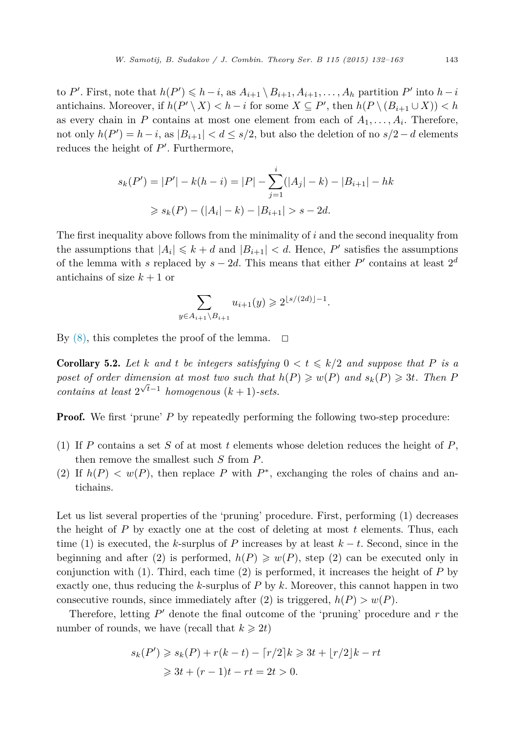to $P'$. First, note that $h(P') \leqslant h - i$, as $A_{i+1} \setminus B_{i+1}, A_{i+1}, \dots, A_h$ partition $P'$ into $h-i$ antichains. Moreover, if $h(P' \setminus X) < h - i$ for some $X \subseteq P'$, then $h(P \setminus (B_{i+1} \cup X)) < h$ as every chain in $P$ contains at most one element from each of $A_1, \dots, A_i$. Therefore, not only $h(P') = h - i$, as $|B_{i+1}| < d \leq s/2$, but also the deletion of no $s/2 - d$ elements reduces the height of $P'$. Furthermore,

$$\begin{aligned} s_k(P') = |P'| - k(h-i) &= |P| - \sum_{j=1}^{i} (|A_j| - k) - |B_{i+1}| - hk \\ &\geqslant s_k(P) - (|A_i| - k) - |B_{i+1}| > s - 2d. \end{aligned}$$

The first inequality above follows from the minimality of $i$ and the second inequality from the assumptions that $|A_i| \leqslant k + d$ and $|B_{i+1}| < d$. Hence, $P'$ satisfies the assumptions of the lemma with $s$ replaced by $s - 2d$. This means that either $P'$ contains at least $2^d$ antichains of size $k+1$ or

$$\sum_{y \in A_{i+1} \setminus B_{i+1}} u_{i+1}(y) \geqslant 2^{\lfloor s/(2d) \rfloor - 1}.$$

By (8), this completes the proof of the lemma. $\square$

**Corollary 5.2.** *Let $k$ and $t$ be integers satisfying $0 < t \leqslant k/2$ and suppose that $P$ is a poset of order dimension at most two such that $h(P) \geqslant w(P)$ and $s_k(P) \geqslant 3t$. Then $P$ contains at least $2^{\sqrt{t}-1}$ homogenous $(k+1)$-sets.*

**Proof.** We first 'prune' $P$ by repeatedly performing the following two-step procedure:

1. If $P$ contains a set $S$ of at most $t$ elements whose deletion reduces the height of $P$, then remove the smallest such $S$ from $P$.
2. If $h(P) < w(P)$, then replace $P$ with $P^*$, exchanging the roles of chains and antichains.

Let us list several properties of the 'pruning' procedure. First, performing (1) decreases the height of $P$ by exactly one at the cost of deleting at most $t$ elements. Thus, each time (1) is executed, the $k$-surplus of $P$ increases by at least $k - t$. Second, since in the beginning and after (2) is performed, $h(P) \geqslant w(P)$, step (2) can be executed only in conjunction with (1). Third, each time (2) is performed, it increases the height of $P$ by exactly one, thus reducing the $k$-surplus of $P$ by $k$. Moreover, this cannot happen in two consecutive rounds, since immediately after (2) is triggered, $h(P) > w(P)$.

Therefore, letting $P'$ denote the final outcome of the 'pruning' procedure and $r$ the number of rounds, we have (recall that $k \geqslant 2t$)

$$\begin{aligned} s_k(P') &\geqslant s_k(P) + r(k-t) - \lceil r/2 \rceil k \geqslant 3t + \lfloor r/2 \rfloor k - rt \\ &\geqslant 3t + (r-1)t - rt = 2t > 0. \end{aligned}$$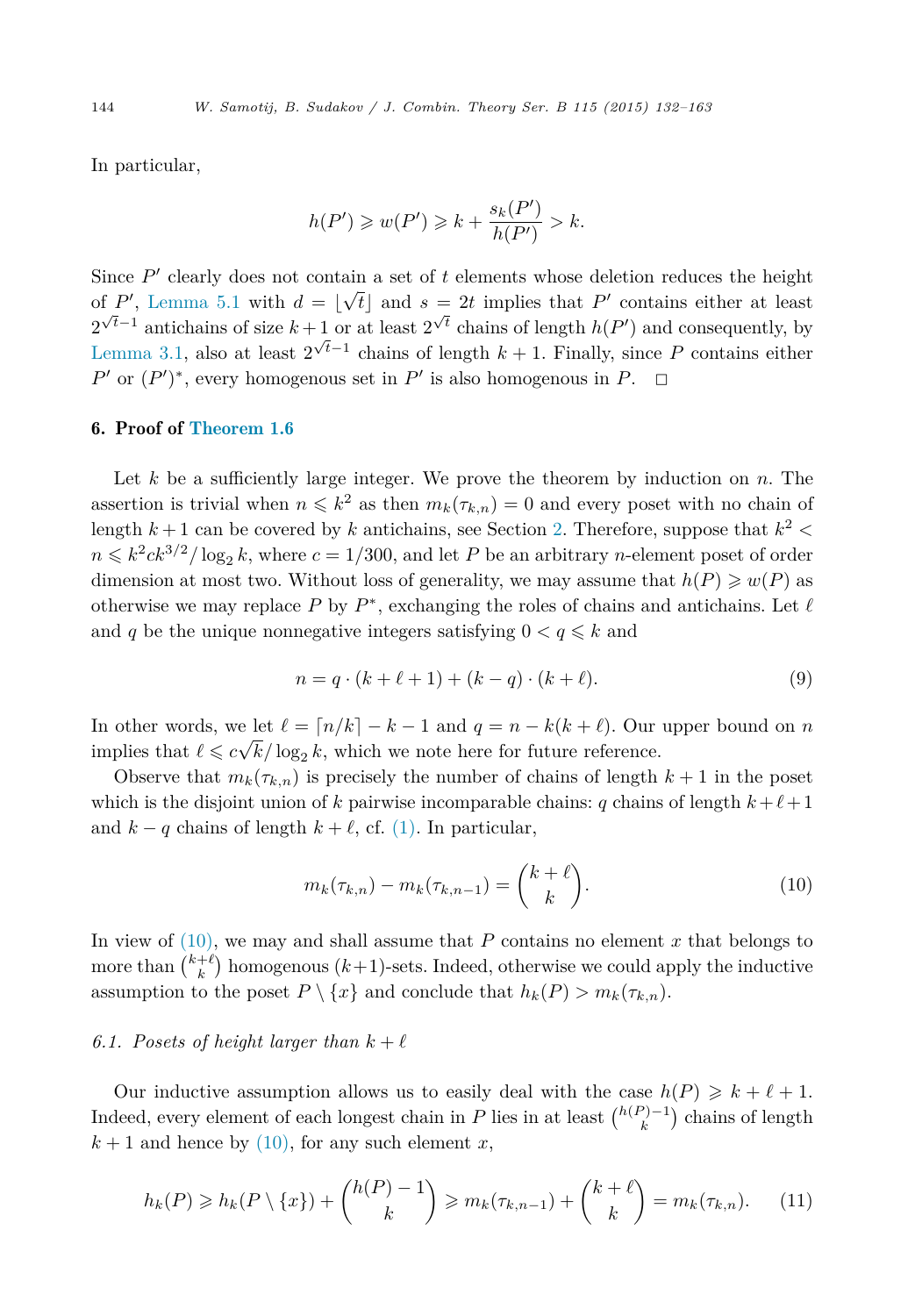In particular,

$$h(P') \geqslant w(P') \geqslant k + \frac{s_k(P')}{h(P')} > k.$$

Since $P'$ clearly does not contain a set of $t$ elements whose deletion reduces the height of $P'$, Lemma 5.1 with $d = \lfloor \sqrt{t} \rfloor$ and $s = 2t$ implies that $P'$ contains either at least $2^{\sqrt{t}-1}$ antichains of size $k+1$ or at least $2^{\sqrt{t}}$ chains of length $h(P')$ and consequently, by Lemma 3.1, also at least $2^{\sqrt{t}-1}$ chains of length $k+1$. Finally, since $P$ contains either $P'$ or $(P')^*$, every homogenous set in $P'$ is also homogenous in $P$. $\square$

## 6. Proof of Theorem 1.6

Let $k$ be a sufficiently large integer. We prove the theorem by induction on $n$. The assertion is trivial when $n \leqslant k^2$ as then $m_k(\tau_{k,n}) = 0$ and every poset with no chain of length $k+1$ can be covered by $k$ antichains, see Section 2. Therefore, suppose that $k^2 < n \leqslant k^2 ck^{3/2}/\log_2 k$, where $c = 1/300$, and let $P$ be an arbitrary $n$-element poset of order dimension at most two. Without loss of generality, we may assume that $h(P) \geqslant w(P)$ as otherwise we may replace $P$ by $P^*$, exchanging the roles of chains and antichains. Let $\ell$ and $q$ be the unique nonnegative integers satisfying $0 < q \leqslant k$ and

$$n = q \cdot (k + \ell + 1) + (k - q) \cdot (k + \ell). \tag{9}$$

In other words, we let $\ell = \lceil n/k \rceil - k - 1$ and $q = n - k(k + \ell)$. Our upper bound on $n$ implies that $\ell \leqslant c\sqrt{k}/\log_2 k$, which we note here for future reference.

Observe that $m_k(\tau_{k,n})$ is precisely the number of chains of length $k+1$ in the poset which is the disjoint union of $k$ pairwise incomparable chains: $q$ chains of length $k+\ell+1$ and $k-q$ chains of length $k+\ell$, cf. (1). In particular,

$$m_k(\tau_{k,n}) - m_k(\tau_{k,n-1}) = \binom{k+\ell}{k}. \tag{10}$$

In view of (10), we may and shall assume that $P$ contains no element $x$ that belongs to more than $\binom{k+\ell}{k}$ homogenous $(k+1)$-sets. Indeed, otherwise we could apply the inductive assumption to the poset $P \setminus \{x\}$ and conclude that $h_k(P) > m_k(\tau_{k,n})$.

### *6.1. Posets of height larger than $k + \ell$*

Our inductive assumption allows us to easily deal with the case $h(P) \geqslant k + \ell + 1$. Indeed, every element of each longest chain in $P$ lies in at least $\binom{h(P)-1}{k}$ chains of length $k+1$ and hence by (10), for any such element $x$,

$$h_k(P) \geqslant h_k(P \setminus \{x\}) + \binom{h(P)-1}{k} \geqslant m_k(\tau_{k,n-1}) + \binom{k+\ell}{k} = m_k(\tau_{k,n}). \tag{11}$$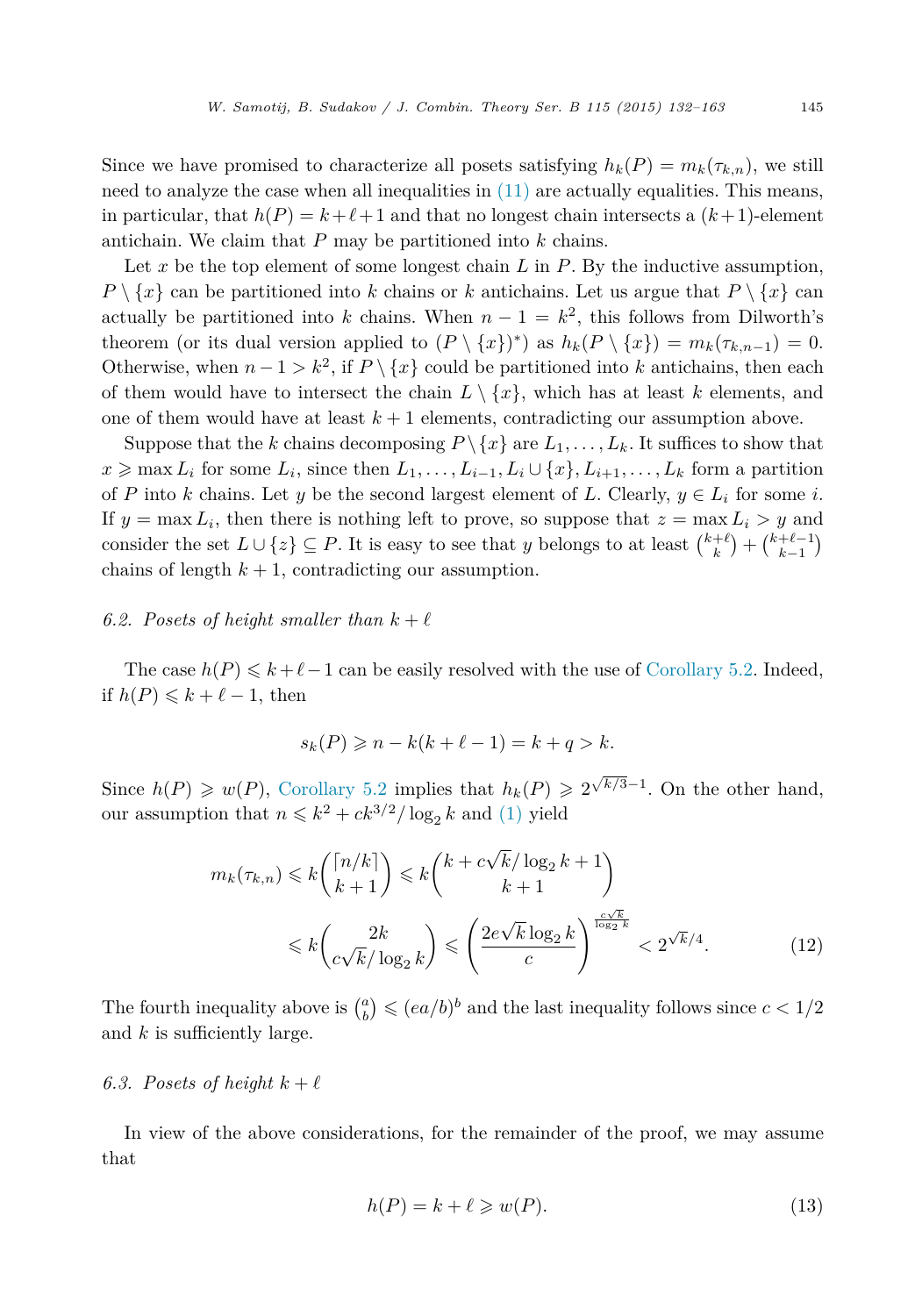Since we have promised to characterize all posets satisfying $h_k(P) = m_k(\tau_{k,n})$, we still need to analyze the case when all inequalities in (11) are actually equalities. This means, in particular, that $h(P) = k+\ell+1$ and that no longest chain intersects a $(k+1)$-element antichain. We claim that $P$ may be partitioned into $k$ chains.

Let $x$ be the top element of some longest chain $L$ in $P$. By the inductive assumption, $P \setminus \{x\}$ can be partitioned into $k$ chains or $k$ antichains. Let us argue that $P \setminus \{x\}$ can actually be partitioned into $k$ chains. When $n-1 = k^2$, this follows from Dilworth's theorem (or its dual version applied to $(P \setminus \{x\})^*$) as $h_k(P \setminus \{x\}) = m_k(\tau_{k,n-1}) = 0$. Otherwise, when $n-1 > k^2$, if $P \setminus \{x\}$ could be partitioned into $k$ antichains, then each of them would have to intersect the chain $L \setminus \{x\}$, which has at least $k$ elements, and one of them would have at least $k+1$ elements, contradicting our assumption above.

Suppose that the $k$ chains decomposing $P \setminus \{x\}$ are $L_1, \ldots, L_k$. It suffices to show that $x \geqslant \max L_i$ for some $L_i$, since then $L_1, \ldots, L_{i-1}, L_i \cup \{x\}, L_{i+1}, \ldots, L_k$ form a partition of $P$ into $k$ chains. Let $y$ be the second largest element of $L$. Clearly, $y \in L_i$ for some $i$. If $y = \max L_i$, then there is nothing left to prove, so suppose that $z = \max L_i > y$ and consider the set $L \cup \{z\} \subseteq P$. It is easy to see that $y$ belongs to at least $\binom{k+\ell}{k} + \binom{k+\ell-1}{k-1}$ chains of length $k+1$, contradicting our assumption.

### 6.2. Posets of height smaller than $k+\ell$

The case $h(P) \leqslant k+\ell-1$ can be easily resolved with the use of Corollary 5.2. Indeed, if $h(P) \leqslant k+\ell-1$, then

$$s_k(P) \geqslant n - k(k+\ell-1) = k+q > k.$$

Since $h(P) \geqslant w(P)$, Corollary 5.2 implies that $h_k(P) \geqslant 2^{\sqrt{k/3}-1}$. On the other hand, our assumption that $n \leqslant k^2 + ck^{3/2}/\log_2 k$ and (1) yield

$$m_k(\tau_{k,n}) \leqslant k\binom{\lceil n/k \rceil}{k+1} \leqslant k\binom{k + c\sqrt{k}/\log_2 k + 1}{k+1}$$
$$\leqslant k\binom{2k}{c\sqrt{k}/\log_2 k} \leqslant \left(\frac{2e\sqrt{k}\log_2 k}{c}\right)^{\frac{c\sqrt{k}}{\log_2 k}} < 2^{\sqrt{k}/4}. \tag{12}$$

The fourth inequality above is $\binom{a}{b} \leqslant (ea/b)^b$ and the last inequality follows since $c < 1/2$ and $k$ is sufficiently large.

### 6.3. Posets of height $k+\ell$

In view of the above considerations, for the remainder of the proof, we may assume that

$$h(P) = k+\ell \geqslant w(P). \tag{13}$$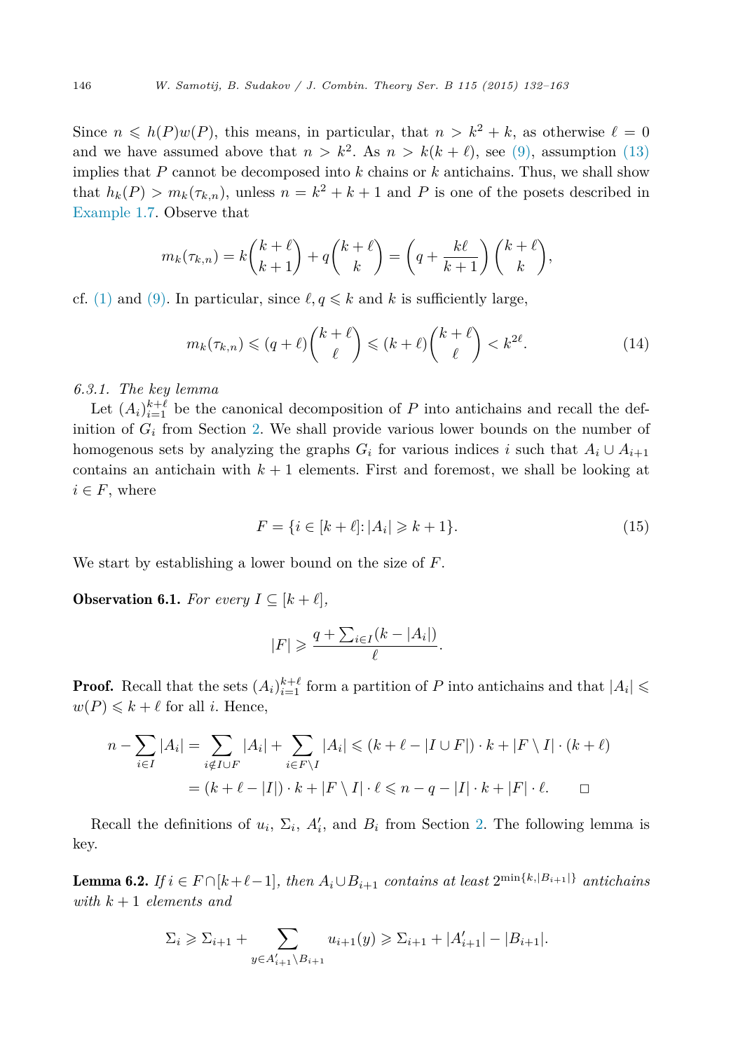Since $n \leqslant h(P)w(P)$, this means, in particular, that $n > k^2 + k$, as otherwise $\ell = 0$ and we have assumed above that $n > k^2$. As $n > k(k + \ell)$, see (9), assumption (13) implies that $P$ cannot be decomposed into $k$ chains or $k$ antichains. Thus, we shall show that $h_k(P) > m_k(\tau_{k,n})$, unless $n = k^2 + k + 1$ and $P$ is one of the posets described in Example 1.7. Observe that

$$m_k(\tau_{k,n}) = k\binom{k+\ell}{k+1} + q\binom{k+\ell}{k} = \left(q + \frac{k\ell}{k+1}\right)\binom{k+\ell}{k},$$

cf. (1) and (9). In particular, since $\ell, q \leqslant k$ and $k$ is sufficiently large,

$$m_k(\tau_{k,n}) \leqslant (q+\ell)\binom{k+\ell}{\ell} \leqslant (k+\ell)\binom{k+\ell}{\ell} < k^{2\ell}. \tag{14}$$

### 6.3.1. The key lemma

Let $(A_i)_{i=1}^{k+\ell}$ be the canonical decomposition of $P$ into antichains and recall the definition of $G_i$ from Section 2. We shall provide various lower bounds on the number of homogenous sets by analyzing the graphs $G_i$ for various indices $i$ such that $A_i \cup A_{i+1}$ contains an antichain with $k+1$ elements. First and foremost, we shall be looking at $i \in F$, where

$$F = \{i \in [k+\ell] \colon |A_i| \geqslant k+1\}. \tag{15}$$

We start by establishing a lower bound on the size of $F$.

**Observation 6.1.** *For every $I \subseteq [k+\ell]$,*

$$|F| \geqslant \frac{q + \sum_{i \in I}(k - |A_i|)}{\ell}.$$

**Proof.** Recall that the sets $(A_i)_{i=1}^{k+\ell}$ form a partition of $P$ into antichains and that $|A_i| \leqslant w(P) \leqslant k+\ell$ for all $i$. Hence,

$$\begin{aligned} n - \sum_{i \in I}|A_i| &= \sum_{i \notin I \cup F}|A_i| + \sum_{i \in F \setminus I}|A_i| \leqslant (k+\ell-|I \cup F|)\cdot k + |F \setminus I|\cdot(k+\ell) \\ &= (k+\ell-|I|)\cdot k + |F \setminus I|\cdot \ell \leqslant n - q - |I|\cdot k + |F|\cdot \ell. \qquad \square \end{aligned}$$

Recall the definitions of $u_i$, $\Sigma_i$, $A_i'$, and $B_i$ from Section 2. The following lemma is key.

**Lemma 6.2.** *If $i \in F \cap [k+\ell-1]$, then $A_i \cup B_{i+1}$ contains at least $2^{\min\{k, |B_{i+1}|\}}$ antichains with $k+1$ elements and*

$$\Sigma_i \geqslant \Sigma_{i+1} + \sum_{y \in A_{i+1}' \setminus B_{i+1}} u_{i+1}(y) \geqslant \Sigma_{i+1} + |A_{i+1}'| - |B_{i+1}|.$$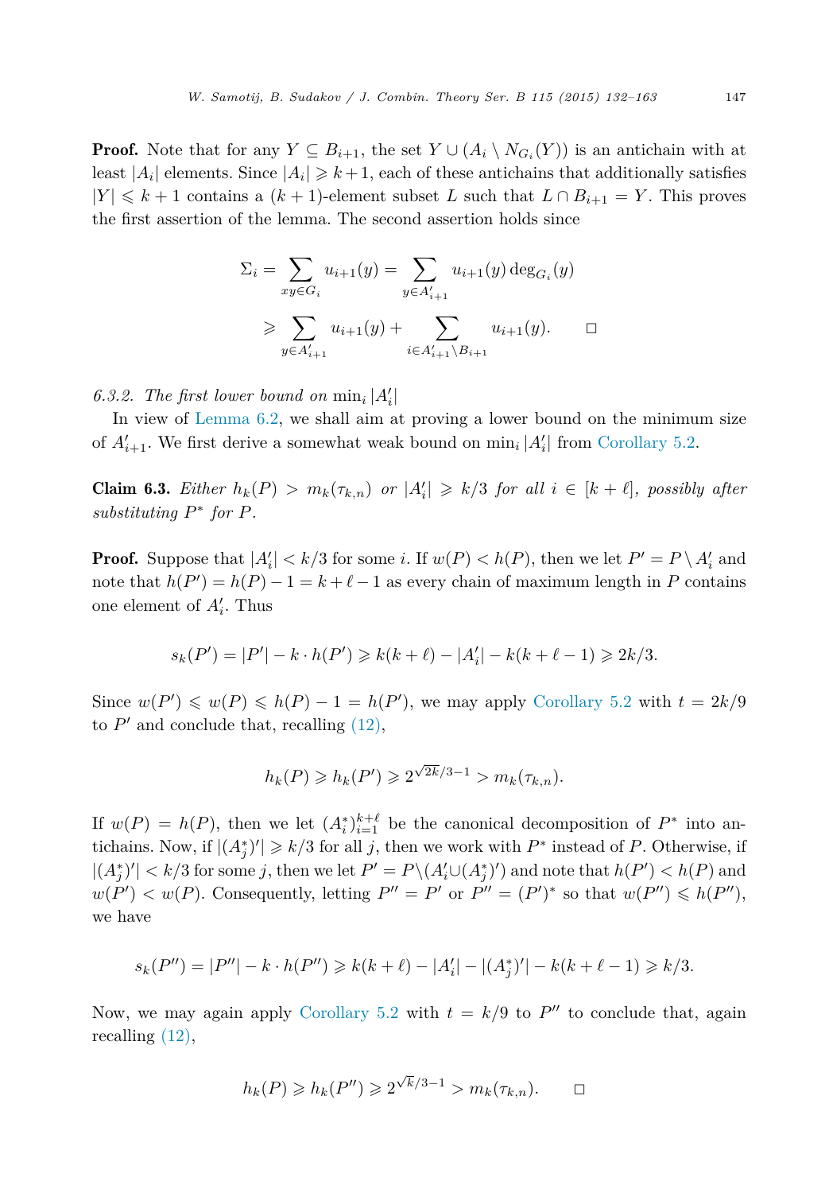**Proof.** Note that for any $Y \subseteq B_{i+1}$, the set $Y \cup (A_i \setminus N_{G_i}(Y))$ is an antichain with at least $|A_i|$ elements. Since $|A_i| \geqslant k+1$, each of these antichains that additionally satisfies $|Y| \leqslant k+1$ contains a $(k+1)$-element subset $L$ such that $L \cap B_{i+1} = Y$. This proves the first assertion of the lemma. The second assertion holds since

$$\Sigma_i = \sum_{xy \in G_i} u_{i+1}(y) = \sum_{y \in A'_{i+1}} u_{i+1}(y) \deg_{G_i}(y)$$
$$\geqslant \sum_{y \in A'_{i+1}} u_{i+1}(y) + \sum_{i \in A'_{i+1} \setminus B_{i+1}} u_{i+1}(y). \qquad \square$$

### 6.3.2. *The first lower bound on* $\min_i |A'_i|$

In view of Lemma 6.2, we shall aim at proving a lower bound on the minimum size of $A'_{i+1}$. We first derive a somewhat weak bound on $\min_i |A'_i|$ from Corollary 5.2.

**Claim 6.3.** *Either $h_k(P) > m_k(\tau_{k,n})$ or $|A'_i| \geqslant k/3$ for all $i \in [k+\ell]$, possibly after substituting $P^*$ for $P$.*

**Proof.** Suppose that $|A'_i| < k/3$ for some $i$. If $w(P) < h(P)$, then we let $P' = P \setminus A'_i$ and note that $h(P') = h(P) - 1 = k + \ell - 1$ as every chain of maximum length in $P$ contains one element of $A'_i$. Thus

$$s_k(P') = |P'| - k \cdot h(P') \geqslant k(k+\ell) - |A'_i| - k(k+\ell-1) \geqslant 2k/3.$$

Since $w(P') \leqslant w(P) \leqslant h(P) - 1 = h(P')$, we may apply Corollary 5.2 with $t = 2k/9$ to $P'$ and conclude that, recalling (12),

$$h_k(P) \geqslant h_k(P') \geqslant 2^{\sqrt{2k}/3-1} > m_k(\tau_{k,n}).$$

If $w(P) = h(P)$, then we let $(A^*_i)_{i=1}^{k+\ell}$ be the canonical decomposition of $P^*$ into antichains. Now, if $|(A^*_j)'| \geqslant k/3$ for all $j$, then we work with $P^*$ instead of $P$. Otherwise, if $|(A^*_j)'| < k/3$ for some $j$, then we let $P' = P \setminus (A'_i \cup (A^*_j)')$ and note that $h(P') < h(P)$ and $w(P') < w(P)$. Consequently, letting $P'' = P'$ or $P'' = (P')^*$ so that $w(P'') \leqslant h(P'')$, we have

$$s_k(P'') = |P''| - k \cdot h(P'') \geqslant k(k+\ell) - |A'_i| - |(A^*_j)'| - k(k+\ell-1) \geqslant k/3.$$

Now, we may again apply Corollary 5.2 with $t = k/9$ to $P''$ to conclude that, again recalling (12),

$$h_k(P) \geqslant h_k(P'') \geqslant 2^{\sqrt{k}/3-1} > m_k(\tau_{k,n}). \qquad \square$$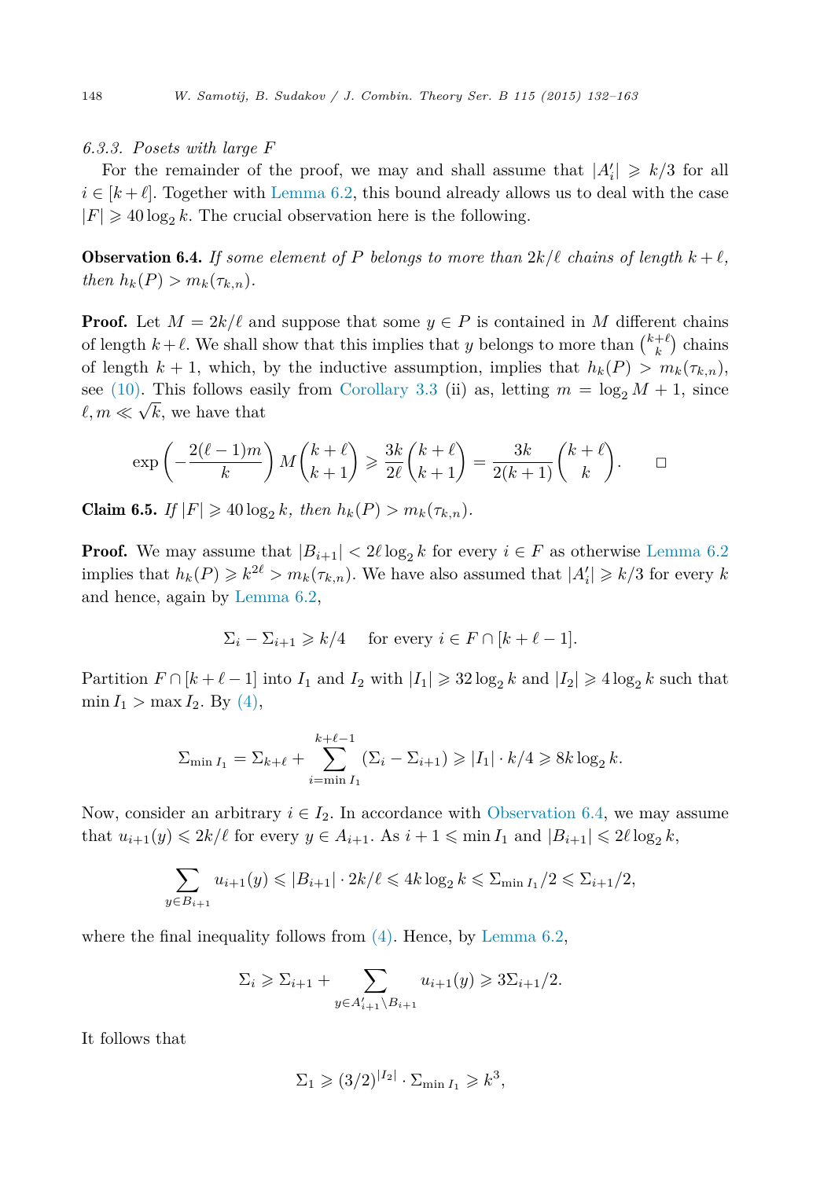#### 6.3.3. Posets with large $F$

For the remainder of the proof, we may and shall assume that $|A'_i| \geqslant k/3$ for all $i \in [k+\ell]$. Together with Lemma 6.2, this bound already allows us to deal with the case $|F| \geqslant 40 \log_2 k$. The crucial observation here is the following.

**Observation 6.4.** *If some element of $P$ belongs to more than $2k/\ell$ chains of length $k+\ell$, then $h_k(P) > m_k(\tau_{k,n})$.*

**Proof.** Let $M = 2k/\ell$ and suppose that some $y \in P$ is contained in $M$ different chains of length $k+\ell$. We shall show that this implies that $y$ belongs to more than $\binom{k+\ell}{k}$ chains of length $k+1$, which, by the inductive assumption, implies that $h_k(P) > m_k(\tau_{k,n})$, see (10). This follows easily from Corollary 3.3 (ii) as, letting $m = \log_2 M + 1$, since $\ell, m \ll \sqrt{k}$, we have that

$$\exp\left(-\frac{2(\ell-1)m}{k}\right) M \binom{k+\ell}{k+1} \geqslant \frac{3k}{2\ell}\binom{k+\ell}{k+1} = \frac{3k}{2(k+1)}\binom{k+\ell}{k}. \qquad \square$$

**Claim 6.5.** *If $|F| \geqslant 40 \log_2 k$, then $h_k(P) > m_k(\tau_{k,n})$.*

**Proof.** We may assume that $|B_{i+1}| < 2\ell \log_2 k$ for every $i \in F$ as otherwise Lemma 6.2 implies that $h_k(P) \geqslant k^{2\ell} > m_k(\tau_{k,n})$. We have also assumed that $|A'_i| \geqslant k/3$ for every $k$ and hence, again by Lemma 6.2,

$$\Sigma_i - \Sigma_{i+1} \geqslant k/4 \quad \text{ for every } i \in F \cap [k+\ell-1].$$

Partition $F \cap [k+\ell-1]$ into $I_1$ and $I_2$ with $|I_1| \geqslant 32 \log_2 k$ and $|I_2| \geqslant 4 \log_2 k$ such that $\min I_1 > \max I_2$. By (4),

$$\Sigma_{\min I_1} = \Sigma_{k+\ell} + \sum_{i=\min I_1}^{k+\ell-1} (\Sigma_i - \Sigma_{i+1}) \geqslant |I_1| \cdot k/4 \geqslant 8k \log_2 k.$$

Now, consider an arbitrary $i \in I_2$. In accordance with Observation 6.4, we may assume that $u_{i+1}(y) \leqslant 2k/\ell$ for every $y \in A_{i+1}$. As $i+1 \leqslant \min I_1$ and $|B_{i+1}| \leqslant 2\ell \log_2 k$,

$$\sum_{y \in B_{i+1}} u_{i+1}(y) \leqslant |B_{i+1}| \cdot 2k/\ell \leqslant 4k \log_2 k \leqslant \Sigma_{\min I_1}/2 \leqslant \Sigma_{i+1}/2,$$

where the final inequality follows from (4). Hence, by Lemma 6.2,

$$\Sigma_i \geqslant \Sigma_{i+1} + \sum_{y \in A'_{i+1} \setminus B_{i+1}} u_{i+1}(y) \geqslant 3\Sigma_{i+1}/2.$$

It follows that

$$\Sigma_1 \geqslant (3/2)^{|I_2|} \cdot \Sigma_{\min I_1} \geqslant k^3,$$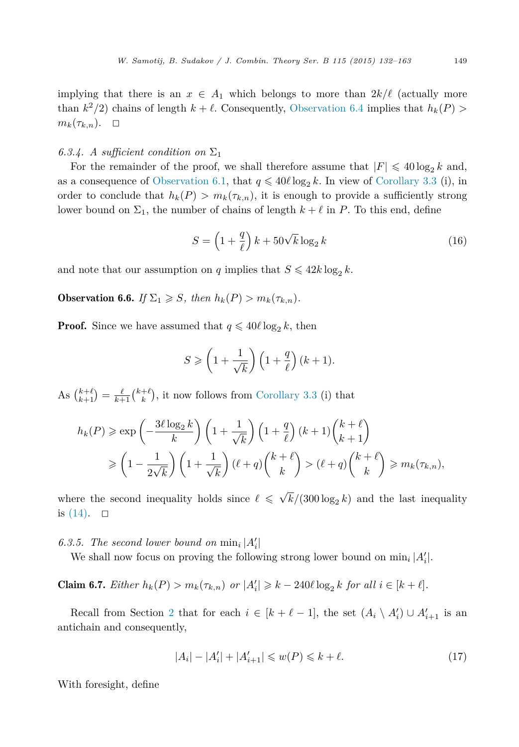implying that there is an $x \in A_1$ which belongs to more than $2k/\ell$ (actually more than $k^2/2$) chains of length $k+\ell$. Consequently, Observation 6.4 implies that $h_k(P) > m_k(\tau_{k,n})$. $\square$

#### 6.3.4. A sufficient condition on $\Sigma_1$

For the remainder of the proof, we shall therefore assume that $|F| \leqslant 40 \log_2 k$ and, as a consequence of Observation 6.1, that $q \leqslant 40\ell \log_2 k$. In view of Corollary 3.3 (i), in order to conclude that $h_k(P) > m_k(\tau_{k,n})$, it is enough to provide a sufficiently strong lower bound on $\Sigma_1$, the number of chains of length $k+\ell$ in $P$. To this end, define

$$S = \left(1 + \frac{q}{\ell}\right) k + 50\sqrt{k} \log_2 k \tag{16}$$

and note that our assumption on $q$ implies that $S \leqslant 42k \log_2 k$.

**Observation 6.6.** *If $\Sigma_1 \geqslant S$, then $h_k(P) > m_k(\tau_{k,n})$.*

**Proof.** Since we have assumed that $q \leqslant 40\ell \log_2 k$, then

$$S \geqslant \left(1 + \frac{1}{\sqrt{k}}\right)\left(1 + \frac{q}{\ell}\right)(k+1).$$

As $\binom{k+\ell}{k+1} = \frac{\ell}{k+1}\binom{k+\ell}{k}$, it now follows from Corollary 3.3 (i) that

$$\begin{aligned} h_k(P) &\geqslant \exp\left(-\frac{3\ell \log_2 k}{k}\right)\left(1 + \frac{1}{\sqrt{k}}\right)\left(1 + \frac{q}{\ell}\right)(k+1)\binom{k+\ell}{k+1} \\ &\geqslant \left(1 - \frac{1}{2\sqrt{k}}\right)\left(1 + \frac{1}{\sqrt{k}}\right)(\ell + q)\binom{k+\ell}{k} > (\ell+q)\binom{k+\ell}{k} \geqslant m_k(\tau_{k,n}), \end{aligned}$$

where the second inequality holds since $\ell \leqslant \sqrt{k}/(300 \log_2 k)$ and the last inequality is (14). $\square$

#### 6.3.5. The second lower bound on $\min_i |A'_i|$

We shall now focus on proving the following strong lower bound on $\min_i |A'_i|$.

**Claim 6.7.** *Either $h_k(P) > m_k(\tau_{k,n})$ or $|A'_i| \geqslant k - 240\ell \log_2 k$ for all $i \in [k+\ell]$.*

Recall from Section 2 that for each $i \in [k+\ell-1]$, the set $(A_i \setminus A'_i) \cup A'_{i+1}$ is an antichain and consequently,

$$|A_i| - |A'_i| + |A'_{i+1}| \leqslant w(P) \leqslant k + \ell. \tag{17}$$

With foresight, define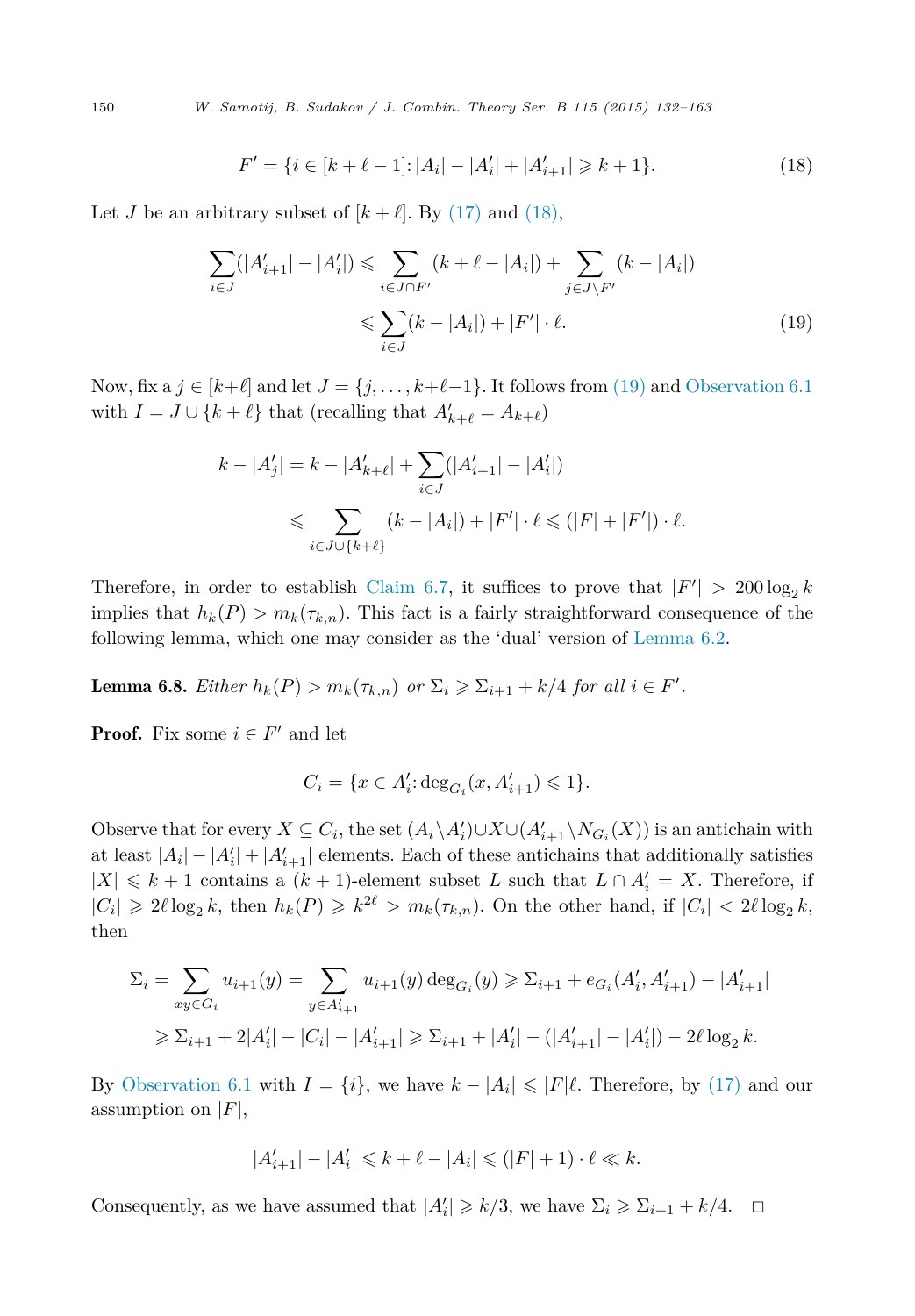$$F' = \{i \in [k+\ell-1]\colon |A_i| - |A_i'| + |A_{i+1}'| \geqslant k+1\}. \tag{18}$$

Let $J$ be an arbitrary subset of $[k+\ell]$. By (17) and (18),

$$\begin{aligned}
\sum_{i\in J}(|A_{i+1}'| - |A_i'|) &\leqslant \sum_{i\in J\cap F'}(k+\ell-|A_i|) + \sum_{j\in J\setminus F'}(k-|A_i|) \\
&\leqslant \sum_{i\in J}(k-|A_i|) + |F'|\cdot \ell.
\end{aligned} \tag{19}$$

Now, fix a $j \in [k+\ell]$ and let $J = \{j,\dots,k+\ell-1\}$. It follows from (19) and Observation 6.1 with $I = J \cup \{k+\ell\}$ that (recalling that $A_{k+\ell}' = A_{k+\ell}$)

$$\begin{aligned}
k - |A_j'| &= k - |A_{k+\ell}'| + \sum_{i\in J}(|A_{i+1}'| - |A_i'|) \\
&\leqslant \sum_{i\in J\cup\{k+\ell\}}(k-|A_i|) + |F'|\cdot\ell \leqslant (|F|+|F'|)\cdot \ell.
\end{aligned}$$

Therefore, in order to establish Claim 6.7, it suffices to prove that $|F'| > 200\log_2 k$ implies that $h_k(P) > m_k(\tau_{k,n})$. This fact is a fairly straightforward consequence of the following lemma, which one may consider as the 'dual' version of Lemma 6.2.

**Lemma 6.8.** *Either $h_k(P) > m_k(\tau_{k,n})$ or $\Sigma_i \geqslant \Sigma_{i+1} + k/4$ for all $i \in F'$.*

**Proof.** Fix some $i \in F'$ and let

$$C_i = \{x \in A_i'\colon \deg_{G_i}(x, A_{i+1}') \leqslant 1\}.$$

Observe that for every $X \subseteq C_i$, the set $(A_i \setminus A_i') \cup X \cup (A_{i+1}' \setminus N_{G_i}(X))$ is an antichain with at least $|A_i| - |A_i'| + |A_{i+1}'|$ elements. Each of these antichains that additionally satisfies $|X| \leqslant k+1$ contains a $(k+1)$-element subset $L$ such that $L \cap A_i' = X$. Therefore, if $|C_i| \geqslant 2\ell\log_2 k$, then $h_k(P) \geqslant k^{2\ell} > m_k(\tau_{k,n})$. On the other hand, if $|C_i| < 2\ell\log_2 k$, then

$$\begin{aligned}
\Sigma_i = \sum_{xy\in G_i} u_{i+1}(y) &= \sum_{y\in A_{i+1}'} u_{i+1}(y)\deg_{G_i}(y) \geqslant \Sigma_{i+1} + e_{G_i}(A_i', A_{i+1}') - |A_{i+1}'| \\
&\geqslant \Sigma_{i+1} + 2|A_i'| - |C_i| - |A_{i+1}'| \geqslant \Sigma_{i+1} + |A_i'| - (|A_{i+1}'| - |A_i'|) - 2\ell\log_2 k.
\end{aligned}$$

By Observation 6.1 with $I = \{i\}$, we have $k - |A_i| \leqslant |F|\ell$. Therefore, by (17) and our assumption on $|F|$,

$$|A_{i+1}'| - |A_i'| \leqslant k + \ell - |A_i| \leqslant (|F|+1)\cdot\ell \ll k.$$

Consequently, as we have assumed that $|A_i'| \geqslant k/3$, we have $\Sigma_i \geqslant \Sigma_{i+1} + k/4$. $\square$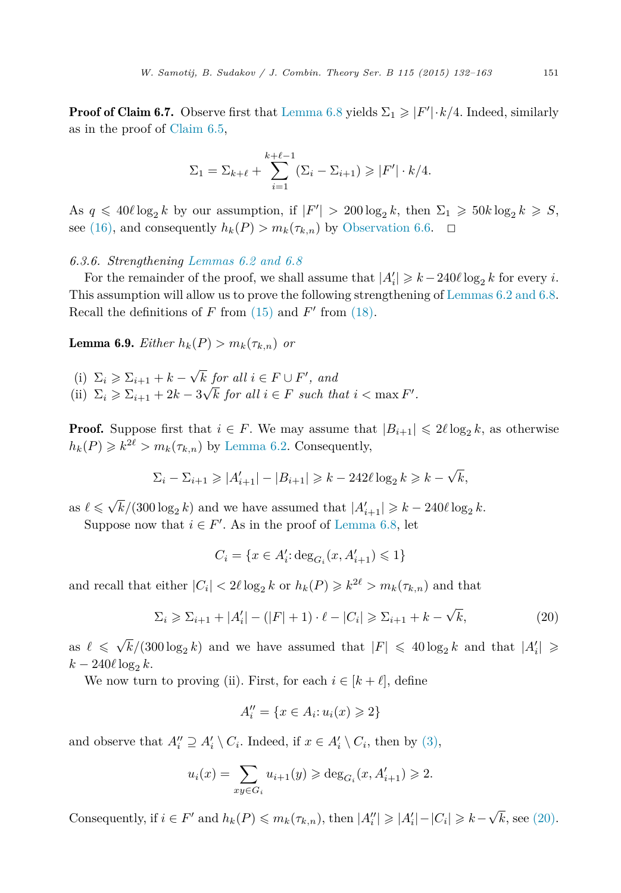**Proof of Claim 6.7.** Observe first that Lemma 6.8 yields $\Sigma_1 \geqslant |F'| \cdot k/4$. Indeed, similarly as in the proof of Claim 6.5,

$$\Sigma_1 = \Sigma_{k+\ell} + \sum_{i=1}^{k+\ell-1} (\Sigma_i - \Sigma_{i+1}) \geqslant |F'| \cdot k/4.$$

As $q \leqslant 40\ell \log_2 k$ by our assumption, if $|F'| > 200 \log_2 k$, then $\Sigma_1 \geqslant 50k \log_2 k \geqslant S$, see (16), and consequently $h_k(P) > m_k(\tau_{k,n})$ by Observation 6.6. $\square$

*6.3.6. Strengthening Lemmas 6.2 and 6.8*

For the remainder of the proof, we shall assume that $|A'_i| \geqslant k - 240\ell \log_2 k$ for every $i$. This assumption will allow us to prove the following strengthening of Lemmas 6.2 and 6.8. Recall the definitions of $F$ from (15) and $F'$ from (18).

**Lemma 6.9.** *Either $h_k(P) > m_k(\tau_{k,n})$ or*

(i) $\Sigma_i \geqslant \Sigma_{i+1} + k - \sqrt{k}$ *for all* $i \in F \cup F'$, *and*
(ii) $\Sigma_i \geqslant \Sigma_{i+1} + 2k - 3\sqrt{k}$ *for all* $i \in F$ *such that* $i < \max F'$.

**Proof.** Suppose first that $i \in F$. We may assume that $|B_{i+1}| \leqslant 2\ell \log_2 k$, as otherwise $h_k(P) \geqslant k^{2\ell} > m_k(\tau_{k,n})$ by Lemma 6.2. Consequently,

$$\Sigma_i - \Sigma_{i+1} \geqslant |A'_{i+1}| - |B_{i+1}| \geqslant k - 242\ell \log_2 k \geqslant k - \sqrt{k},$$

as $\ell \leqslant \sqrt{k}/(300 \log_2 k)$ and we have assumed that $|A'_{i+1}| \geqslant k - 240\ell \log_2 k$.

Suppose now that $i \in F'$. As in the proof of Lemma 6.8, let

$$C_i = \{x \in A'_i \colon \deg_{G_i}(x, A'_{i+1}) \leqslant 1\}$$

and recall that either $|C_i| < 2\ell \log_2 k$ or $h_k(P) \geqslant k^{2\ell} > m_k(\tau_{k,n})$ and that

$$\Sigma_i \geqslant \Sigma_{i+1} + |A'_i| - (|F| + 1) \cdot \ell - |C_i| \geqslant \Sigma_{i+1} + k - \sqrt{k}, \tag{20}$$

as $\ell \leqslant \sqrt{k}/(300 \log_2 k)$ and we have assumed that $|F| \leqslant 40 \log_2 k$ and that $|A'_i| \geqslant k - 240\ell \log_2 k$.

We now turn to proving (ii). First, for each $i \in [k + \ell]$, define

$$A''_i = \{x \in A_i \colon u_i(x) \geqslant 2\}$$

and observe that $A''_i \supseteq A'_i \setminus C_i$. Indeed, if $x \in A'_i \setminus C_i$, then by (3),

$$u_i(x) = \sum_{xy \in G_i} u_{i+1}(y) \geqslant \deg_{G_i}(x, A'_{i+1}) \geqslant 2.$$

Consequently, if $i \in F'$ and $h_k(P) \leqslant m_k(\tau_{k,n})$, then $|A''_i| \geqslant |A'_i| - |C_i| \geqslant k - \sqrt{k}$, see (20).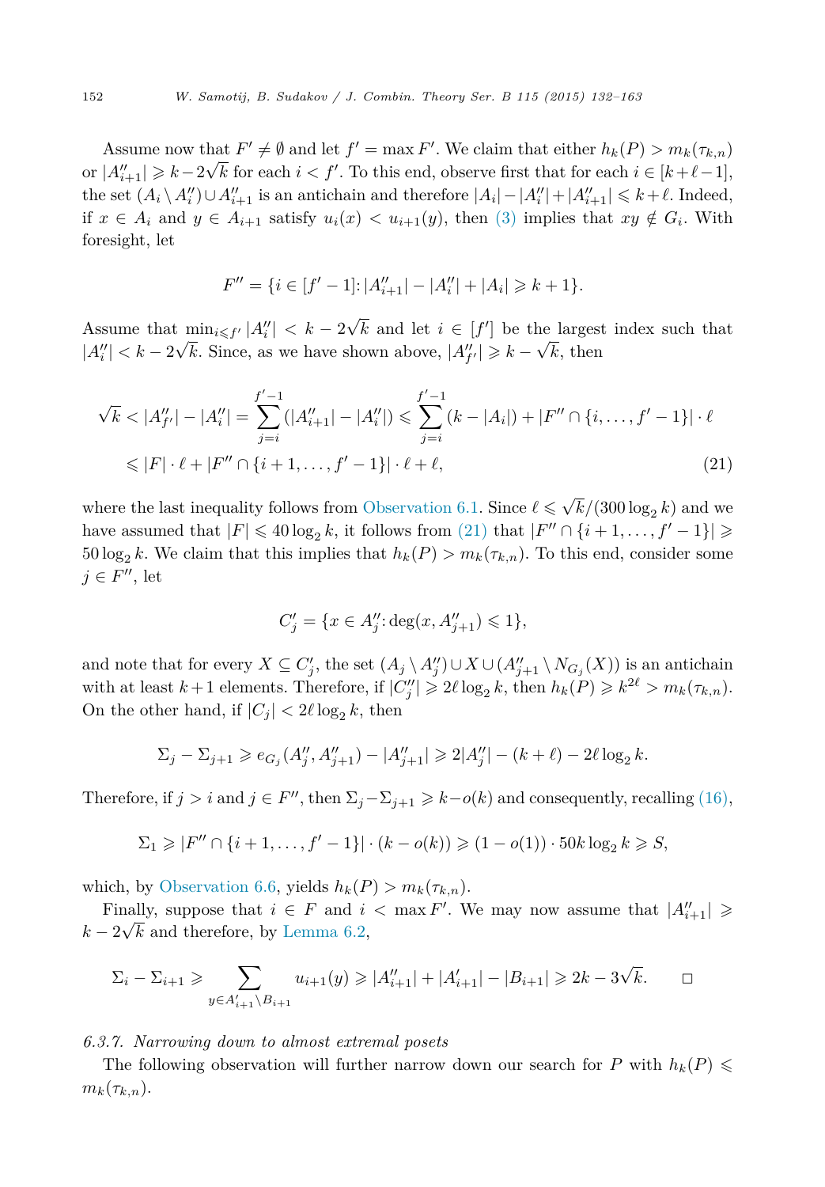Assume now that $F' \neq \emptyset$ and let $f' = \max F'$. We claim that either $h_k(P) > m_k(\tau_{k,n})$ or $|A''_{i+1}| \geqslant k - 2\sqrt{k}$ for each $i < f'$. To this end, observe first that for each $i \in [k+\ell-1]$, the set $(A_i \setminus A''_i) \cup A''_{i+1}$ is an antichain and therefore $|A_i| - |A''_i| + |A''_{i+1}| \leqslant k + \ell$. Indeed, if $x \in A_i$ and $y \in A_{i+1}$ satisfy $u_i(x) < u_{i+1}(y)$, then (3) implies that $xy \notin G_i$. With foresight, let

$$F'' = \{i \in [f'-1] \colon |A''_{i+1}| - |A''_i| + |A_i| \geqslant k+1\}.$$

Assume that $\min_{i \leqslant f'} |A''_i| < k - 2\sqrt{k}$ and let $i \in [f']$ be the largest index such that $|A''_i| < k - 2\sqrt{k}$. Since, as we have shown above, $|A''_{f'}| \geqslant k - \sqrt{k}$, then

$$\begin{aligned}
\sqrt{k} < |A''_{f'}| - |A''_i| &= \sum_{j=i}^{f'-1} (|A''_{j+1}| - |A''_j|) \leqslant \sum_{j=i}^{f'-1} (k - |A_j|) + |F'' \cap \{i, \ldots, f'-1\}| \cdot \ell \\
&\leqslant |F| \cdot \ell + |F'' \cap \{i+1, \ldots, f'-1\}| \cdot \ell + \ell,
\end{aligned} \tag{21}$$

where the last inequality follows from Observation 6.1. Since $\ell \leqslant \sqrt{k}/(300 \log_2 k)$ and we have assumed that $|F| \leqslant 40 \log_2 k$, it follows from (21) that $|F'' \cap \{i+1, \ldots, f'-1\}| \geqslant 50 \log_2 k$. We claim that this implies that $h_k(P) > m_k(\tau_{k,n})$. To this end, consider some $j \in F''$, let

$$C'_j = \{x \in A''_j \colon \deg(x, A''_{j+1}) \leqslant 1\},$$

and note that for every $X \subseteq C'_j$, the set $(A_j \setminus A''_j) \cup X \cup (A''_{j+1} \setminus N_{G_j}(X))$ is an antichain with at least $k+1$ elements. Therefore, if $|C''_j| \geqslant 2\ell \log_2 k$, then $h_k(P) \geqslant k^{2\ell} > m_k(\tau_{k,n})$. On the other hand, if $|C_j| < 2\ell \log_2 k$, then

$$\Sigma_j - \Sigma_{j+1} \geqslant e_{G_j}(A''_j, A''_{j+1}) - |A''_{j+1}| \geqslant 2|A''_j| - (k+\ell) - 2\ell \log_2 k.$$

Therefore, if $j > i$ and $j \in F''$, then $\Sigma_j - \Sigma_{j+1} \geqslant k - o(k)$ and consequently, recalling (16),

$$\Sigma_1 \geqslant |F'' \cap \{i+1, \ldots, f'-1\}| \cdot (k - o(k)) \geqslant (1 - o(1)) \cdot 50k \log_2 k \geqslant S,$$

which, by Observation 6.6, yields $h_k(P) > m_k(\tau_{k,n})$.

Finally, suppose that $i \in F$ and $i < \max F'$. We may now assume that $|A''_{i+1}| \geqslant k - 2\sqrt{k}$ and therefore, by Lemma 6.2,

$$\Sigma_i - \Sigma_{i+1} \geqslant \sum_{y \in A'_{i+1} \setminus B_{i+1}} u_{i+1}(y) \geqslant |A''_{i+1}| + |A'_{i+1}| - |B_{i+1}| \geqslant 2k - 3\sqrt{k}. \qquad \square$$

*6.3.7. Narrowing down to almost extremal posets*

The following observation will further narrow down our search for $P$ with $h_k(P) \leqslant m_k(\tau_{k,n})$.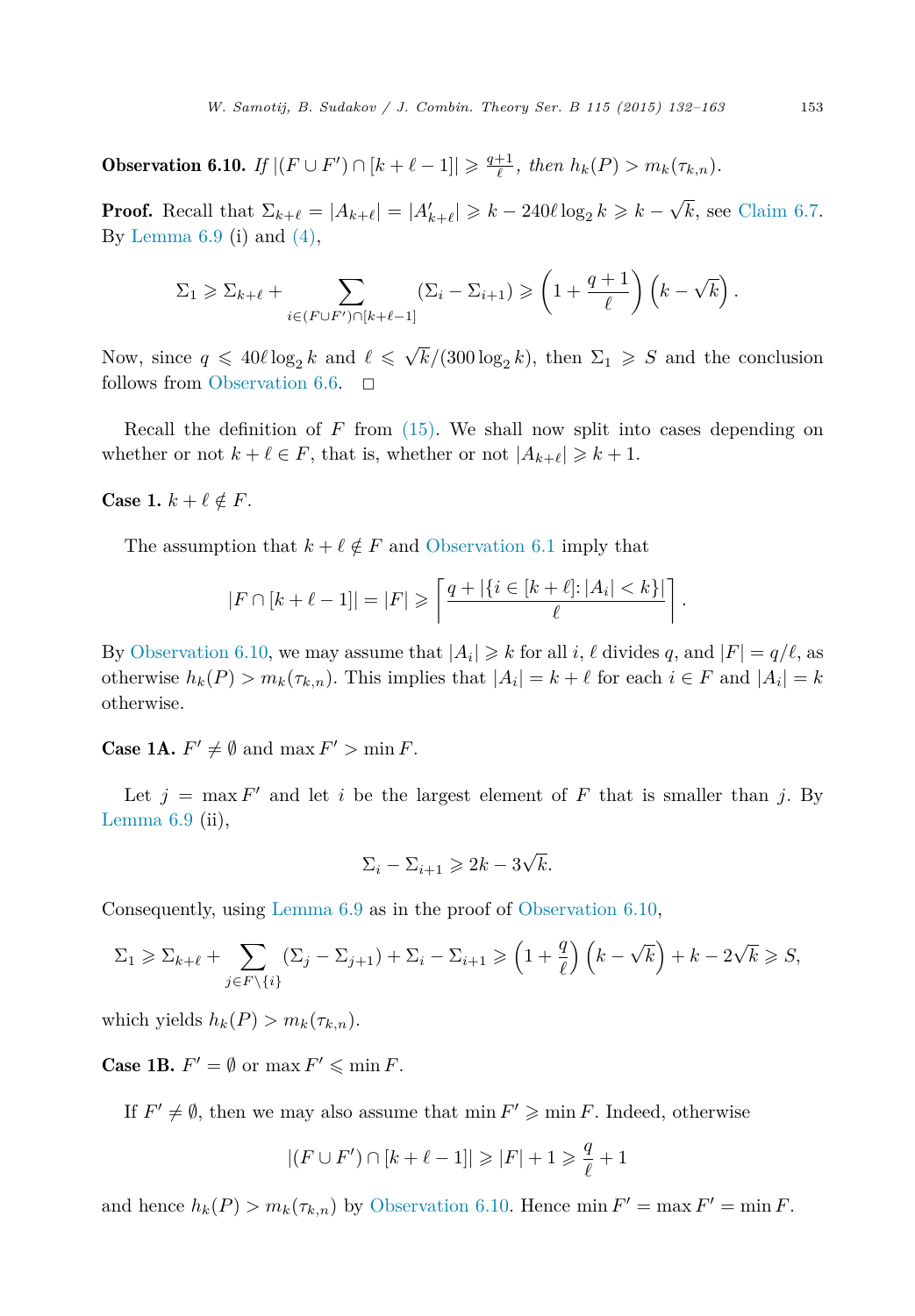**Observation 6.10.** *If* $|(F \cup F') \cap [k+\ell-1]| \geqslant \frac{q+1}{\ell}$*, then* $h_k(P) > m_k(\tau_{k,n})$*.*

**Proof.** Recall that $\Sigma_{k+\ell} = |A_{k+\ell}| = |A'_{k+\ell}| \geqslant k - 240\ell \log_2 k \geqslant k - \sqrt{k}$, see Claim 6.7. By Lemma 6.9 (i) and (4),

$$\Sigma_1 \geqslant \Sigma_{k+\ell} + \sum_{i \in (F \cup F') \cap [k+\ell-1]} (\Sigma_i - \Sigma_{i+1}) \geqslant \left(1 + \frac{q+1}{\ell}\right)\left(k - \sqrt{k}\right).$$

Now, since $q \leqslant 40\ell \log_2 k$ and $\ell \leqslant \sqrt{k}/(300 \log_2 k)$, then $\Sigma_1 \geqslant S$ and the conclusion follows from Observation 6.6. $\square$

Recall the definition of $F$ from (15). We shall now split into cases depending on whether or not $k+\ell \in F$, that is, whether or not $|A_{k+\ell}| \geqslant k+1$.

**Case 1.** $k + \ell \notin F$.

The assumption that $k+\ell \notin F$ and Observation 6.1 imply that

$$|F \cap [k+\ell-1]| = |F| \geqslant \left\lceil \frac{q + |\{i \in [k+\ell] : |A_i| < k\}|}{\ell} \right\rceil.$$

By Observation 6.10, we may assume that $|A_i| \geqslant k$ for all $i$, $\ell$ divides $q$, and $|F| = q/\ell$, as otherwise $h_k(P) > m_k(\tau_{k,n})$. This implies that $|A_i| = k + \ell$ for each $i \in F$ and $|A_i| = k$ otherwise.

**Case 1A.** $F' \neq \emptyset$ and $\max F' > \min F$.

Let $j = \max F'$ and let $i$ be the largest element of $F$ that is smaller than $j$. By Lemma 6.9 (ii),

$$\Sigma_i - \Sigma_{i+1} \geqslant 2k - 3\sqrt{k}.$$

Consequently, using Lemma 6.9 as in the proof of Observation 6.10,

$$\Sigma_1 \geqslant \Sigma_{k+\ell} + \sum_{j \in F \setminus \{i\}} (\Sigma_j - \Sigma_{j+1}) + \Sigma_i - \Sigma_{i+1} \geqslant \left(1 + \frac{q}{\ell}\right)\left(k - \sqrt{k}\right) + k - 2\sqrt{k} \geqslant S,$$

which yields $h_k(P) > m_k(\tau_{k,n})$.

**Case 1B.** $F' = \emptyset$ or $\max F' \leqslant \min F$.

If $F' \neq \emptyset$, then we may also assume that $\min F' \geqslant \min F$. Indeed, otherwise

$$|(F \cup F') \cap [k+\ell-1]| \geqslant |F| + 1 \geqslant \frac{q}{\ell} + 1$$

and hence $h_k(P) > m_k(\tau_{k,n})$ by Observation 6.10. Hence $\min F' = \max F' = \min F$.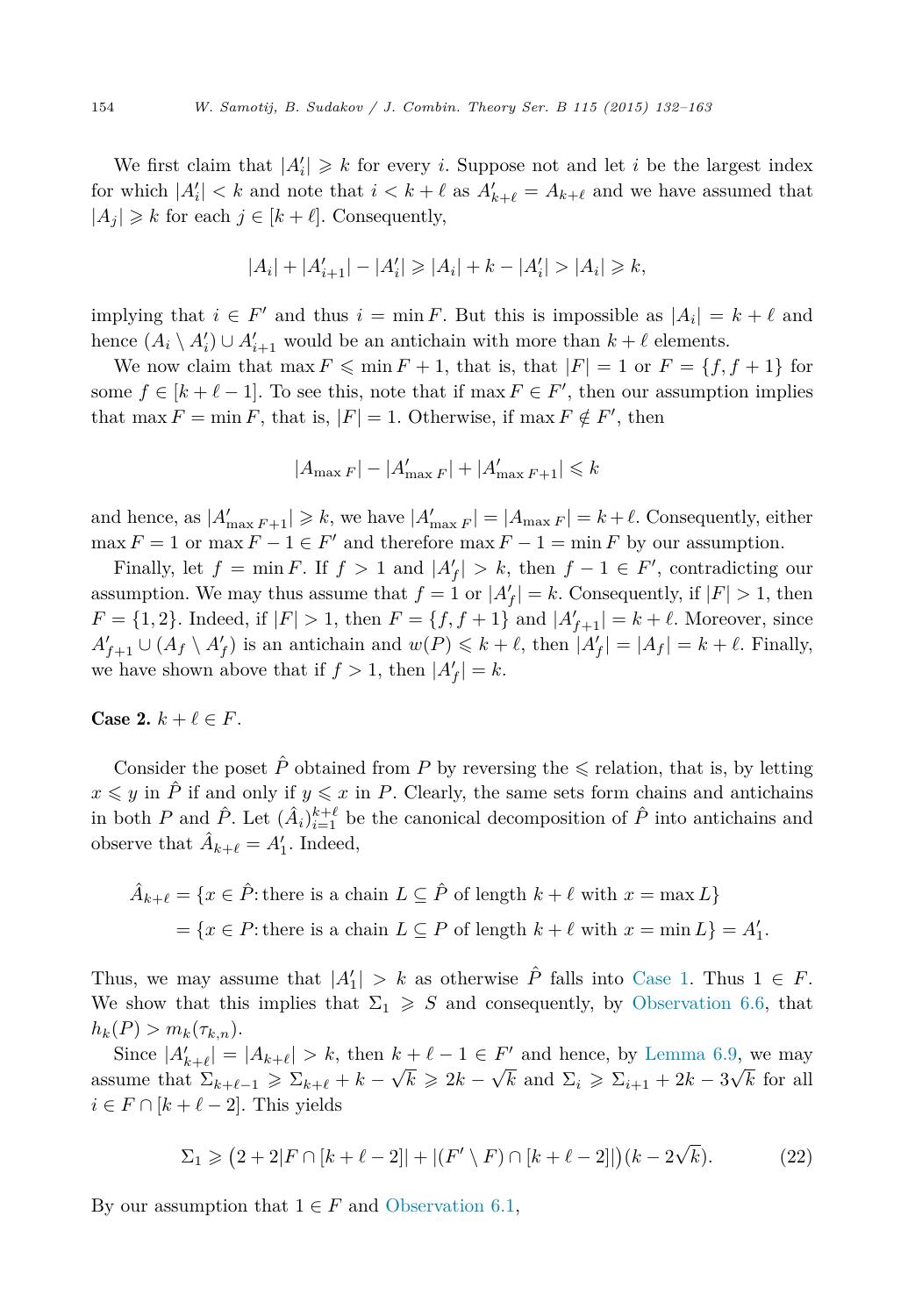We first claim that $|A'_i| \geqslant k$ for every $i$. Suppose not and let $i$ be the largest index for which $|A'_i| < k$ and note that $i < k + \ell$ as $A'_{k+\ell} = A_{k+\ell}$ and we have assumed that $|A_j| \geqslant k$ for each $j \in [k+\ell]$. Consequently,

$$|A_i| + |A'_{i+1}| - |A'_i| \geqslant |A_i| + k - |A'_i| > |A_i| \geqslant k,$$

implying that $i \in F'$ and thus $i = \min F$. But this is impossible as $|A_i| = k + \ell$ and hence $(A_i \setminus A'_i) \cup A'_{i+1}$ would be an antichain with more than $k + \ell$ elements.

We now claim that $\max F \leqslant \min F + 1$, that is, that $|F| = 1$ or $F = \{f, f+1\}$ for some $f \in [k + \ell - 1]$. To see this, note that if $\max F \in F'$, then our assumption implies that $\max F = \min F$, that is, $|F| = 1$. Otherwise, if $\max F \notin F'$, then

$$|A_{\max F}| - |A'_{\max F}| + |A'_{\max F+1}| \leqslant k$$

and hence, as $|A'_{\max F+1}| \geqslant k$, we have $|A'_{\max F}| = |A_{\max F}| = k + \ell$. Consequently, either $\max F = 1$ or $\max F - 1 \in F'$ and therefore $\max F - 1 = \min F$ by our assumption.

Finally, let $f = \min F$. If $f > 1$ and $|A'_f| > k$, then $f - 1 \in F'$, contradicting our assumption. We may thus assume that $f = 1$ or $|A'_f| = k$. Consequently, if $|F| > 1$, then $F = \{1, 2\}$. Indeed, if $|F| > 1$, then $F = \{f, f+1\}$ and $|A'_{f+1}| = k + \ell$. Moreover, since $A'_{f+1} \cup (A_f \setminus A'_f)$ is an antichain and $w(P) \leqslant k + \ell$, then $|A'_f| = |A_f| = k + \ell$. Finally, we have shown above that if $f > 1$, then $|A'_f| = k$.

**Case 2.** $k + \ell \in F$.

Consider the poset $\hat{P}$ obtained from $P$ by reversing the $\leqslant$ relation, that is, by letting $x \leqslant y$ in $\hat{P}$ if and only if $y \leqslant x$ in $P$. Clearly, the same sets form chains and antichains in both $P$ and $\hat{P}$. Let $(\hat{A}_i)_{i=1}^{k+\ell}$ be the canonical decomposition of $\hat{P}$ into antichains and observe that $\hat{A}_{k+\ell} = A'_1$. Indeed,

$$\begin{aligned}
\hat{A}_{k+\ell} &= \{x \in \hat{P} \colon \text{there is a chain } L \subseteq \hat{P} \text{ of length } k+\ell \text{ with } x = \max L\} \\
&= \{x \in P \colon \text{there is a chain } L \subseteq P \text{ of length } k+\ell \text{ with } x = \min L\} = A'_1.
\end{aligned}$$

Thus, we may assume that $|A'_1| > k$ as otherwise $\hat{P}$ falls into Case 1. Thus $1 \in F$. We show that this implies that $\Sigma_1 \geqslant S$ and consequently, by Observation 6.6, that $h_k(P) > m_k(\tau_{k,n})$.

Since $|A'_{k+\ell}| = |A_{k+\ell}| > k$, then $k + \ell - 1 \in F'$ and hence, by Lemma 6.9, we may assume that $\Sigma_{k+\ell-1} \geqslant \Sigma_{k+\ell} + k - \sqrt{k} \geqslant 2k - \sqrt{k}$ and $\Sigma_i \geqslant \Sigma_{i+1} + 2k - 3\sqrt{k}$ for all $i \in F \cap [k + \ell - 2]$. This yields

$$\Sigma_1 \geqslant \big(2 + 2|F \cap [k+\ell-2]| + |(F' \setminus F) \cap [k+\ell-2]|\big)(k - 2\sqrt{k}). \tag{22}$$

By our assumption that $1 \in F$ and Observation 6.1,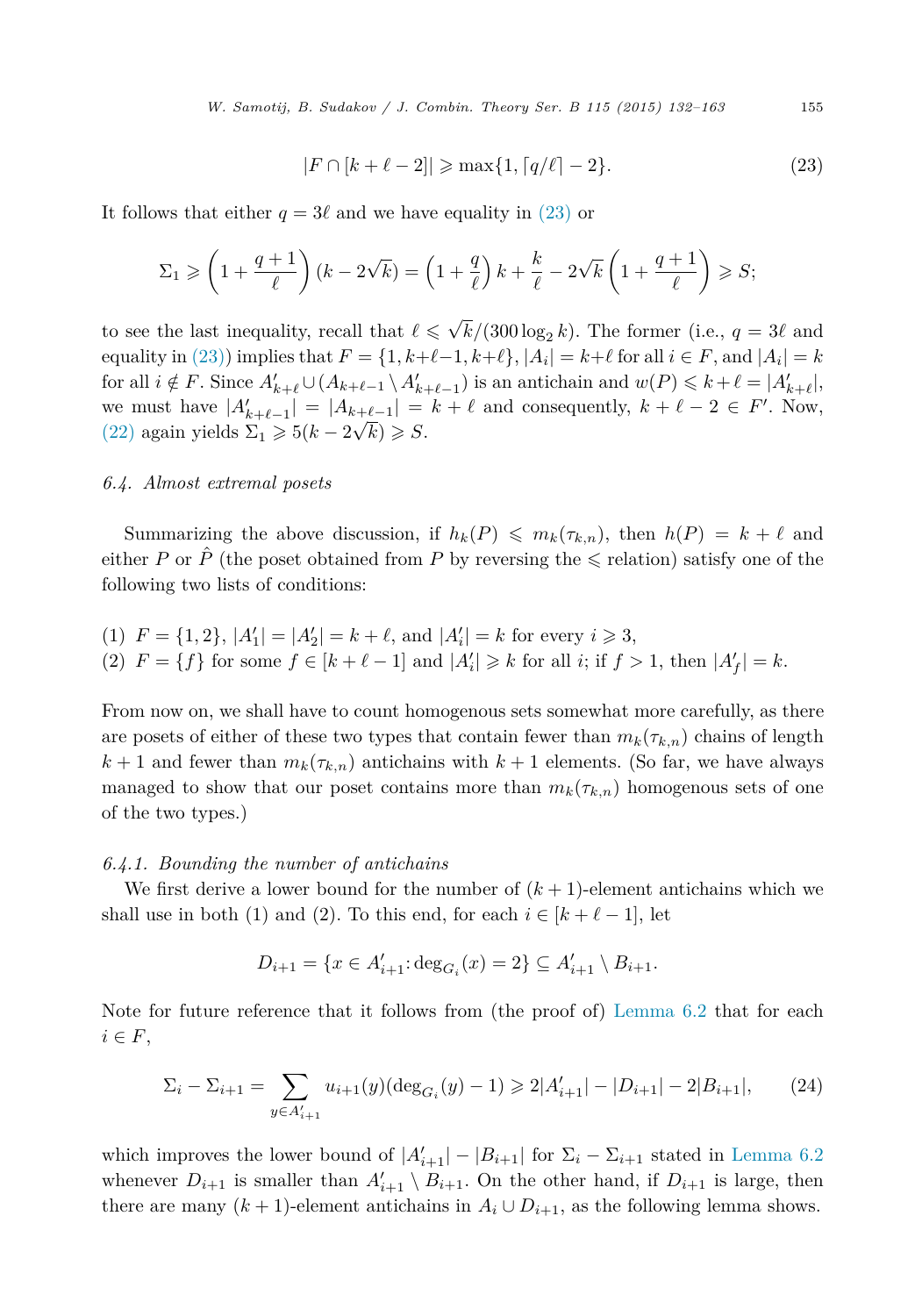$$|F \cap [k+\ell-2]| \geqslant \max\{1, \lceil q/\ell \rceil - 2\}. \tag{23}$$

It follows that either $q = 3\ell$ and we have equality in (23) or

$$\Sigma_1 \geqslant \left(1 + \frac{q+1}{\ell}\right)(k - 2\sqrt{k}) = \left(1 + \frac{q}{\ell}\right)k + \frac{k}{\ell} - 2\sqrt{k}\left(1 + \frac{q+1}{\ell}\right) \geqslant S;$$

to see the last inequality, recall that $\ell \leqslant \sqrt{k}/(300 \log_2 k)$. The former (i.e., $q = 3\ell$ and equality in (23)) implies that $F = \{1, k+\ell-1, k+\ell\}$, $|A_i| = k+\ell$ for all $i \in F$, and $|A_i| = k$ for all $i \notin F$. Since $A'_{k+\ell} \cup (A_{k+\ell-1} \setminus A'_{k+\ell-1})$ is an antichain and $w(P) \leqslant k+\ell = |A'_{k+\ell}|$, we must have $|A'_{k+\ell-1}| = |A_{k+\ell-1}| = k+\ell$ and consequently, $k+\ell-2 \in F'$. Now, (22) again yields $\Sigma_1 \geqslant 5(k - 2\sqrt{k}) \geqslant S$.

### 6.4. *Almost extremal posets*

Summarizing the above discussion, if $h_k(P) \leqslant m_k(\tau_{k,n})$, then $h(P) = k+\ell$ and either $P$ or $\hat{P}$ (the poset obtained from $P$ by reversing the $\leqslant$ relation) satisfy one of the following two lists of conditions:

(1) $F = \{1, 2\}$, $|A'_1| = |A'_2| = k+\ell$, and $|A'_i| = k$ for every $i \geqslant 3$,
(2) $F = \{f\}$ for some $f \in [k+\ell-1]$ and $|A'_i| \geqslant k$ for all $i$; if $f > 1$, then $|A'_f| = k$.

From now on, we shall have to count homogenous sets somewhat more carefully, as there are posets of either of these two types that contain fewer than $m_k(\tau_{k,n})$ chains of length $k+1$ and fewer than $m_k(\tau_{k,n})$ antichains with $k+1$ elements. (So far, we have always managed to show that our poset contains more than $m_k(\tau_{k,n})$ homogenous sets of one of the two types.)

#### 6.4.1. *Bounding the number of antichains*

We first derive a lower bound for the number of $(k+1)$-element antichains which we shall use in both (1) and (2). To this end, for each $i \in [k+\ell-1]$, let

$$D_{i+1} = \{x \in A'_{i+1} : \deg_{G_i}(x) = 2\} \subseteq A'_{i+1} \setminus B_{i+1}.$$

Note for future reference that it follows from (the proof of) Lemma 6.2 that for each $i \in F$,

$$\Sigma_i - \Sigma_{i+1} = \sum_{y \in A'_{i+1}} u_{i+1}(y)(\deg_{G_i}(y) - 1) \geqslant 2|A'_{i+1}| - |D_{i+1}| - 2|B_{i+1}|, \tag{24}$$

which improves the lower bound of $|A'_{i+1}| - |B_{i+1}|$ for $\Sigma_i - \Sigma_{i+1}$ stated in Lemma 6.2 whenever $D_{i+1}$ is smaller than $A'_{i+1} \setminus B_{i+1}$. On the other hand, if $D_{i+1}$ is large, then there are many $(k+1)$-element antichains in $A_i \cup D_{i+1}$, as the following lemma shows.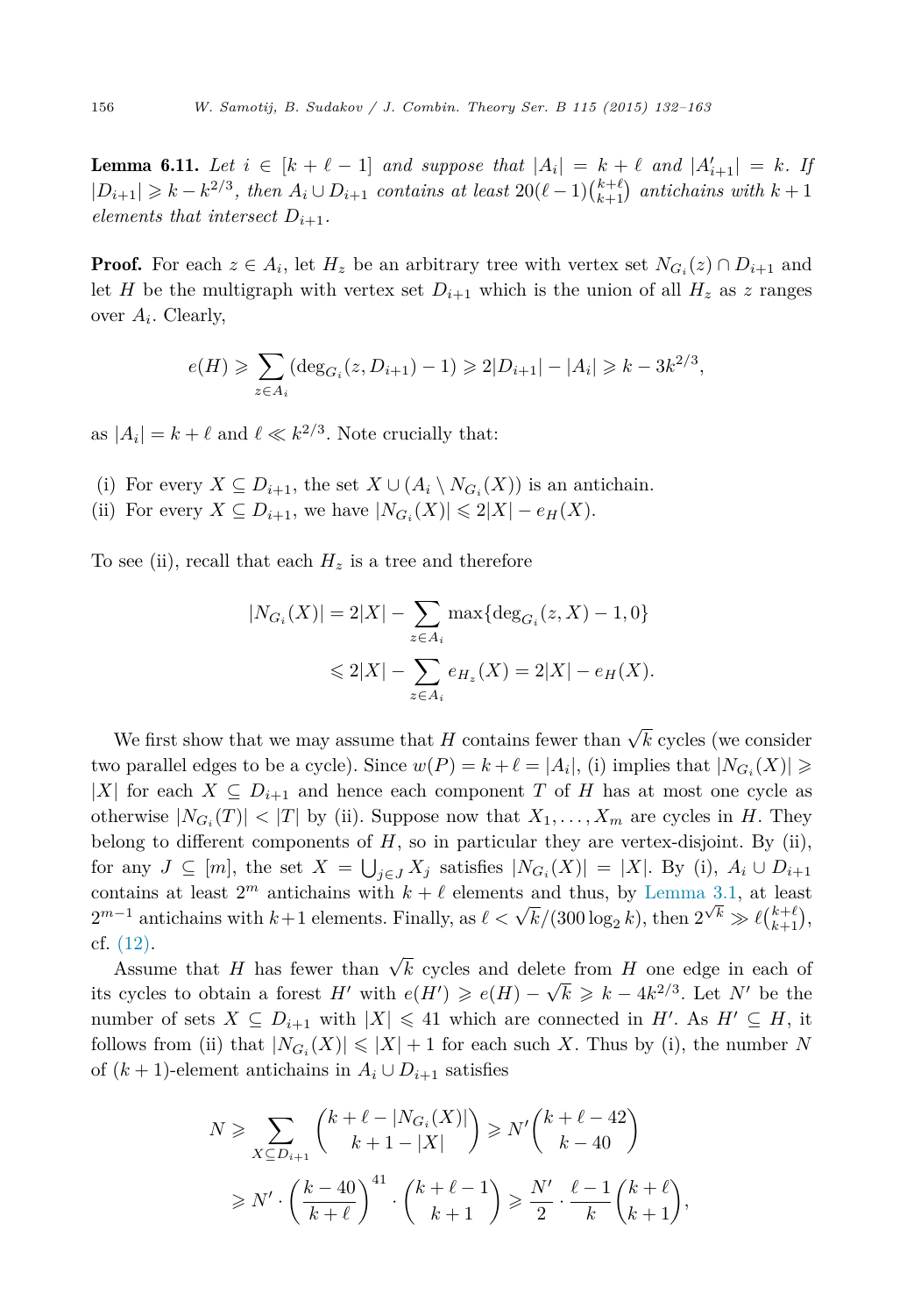**Lemma 6.11.** *Let $i \in [k+\ell-1]$ and suppose that $|A_i| = k+\ell$ and $|A'_{i+1}| = k$. If $|D_{i+1}| \geqslant k - k^{2/3}$, then $A_i \cup D_{i+1}$ contains at least $20(\ell-1)\binom{k+\ell}{k+1}$ antichains with $k+1$ elements that intersect $D_{i+1}$.*

**Proof.** For each $z \in A_i$, let $H_z$ be an arbitrary tree with vertex set $N_{G_i}(z) \cap D_{i+1}$ and let $H$ be the multigraph with vertex set $D_{i+1}$ which is the union of all $H_z$ as $z$ ranges over $A_i$. Clearly,

$$e(H) \geqslant \sum_{z \in A_i} (\deg_{G_i}(z, D_{i+1}) - 1) \geqslant 2|D_{i+1}| - |A_i| \geqslant k - 3k^{2/3},$$

as $|A_i| = k + \ell$ and $\ell \ll k^{2/3}$. Note crucially that:

(i) For every $X \subseteq D_{i+1}$, the set $X \cup (A_i \setminus N_{G_i}(X))$ is an antichain.
(ii) For every $X \subseteq D_{i+1}$, we have $|N_{G_i}(X)| \leqslant 2|X| - e_H(X)$.

To see (ii), recall that each $H_z$ is a tree and therefore

$$\begin{aligned} |N_{G_i}(X)| &= 2|X| - \sum_{z \in A_i} \max\{\deg_{G_i}(z, X) - 1, 0\} \\ &\leqslant 2|X| - \sum_{z \in A_i} e_{H_z}(X) = 2|X| - e_H(X). \end{aligned}$$

We first show that we may assume that $H$ contains fewer than $\sqrt{k}$ cycles (we consider two parallel edges to be a cycle). Since $w(P) = k + \ell = |A_i|$, (i) implies that $|N_{G_i}(X)| \geqslant |X|$ for each $X \subseteq D_{i+1}$ and hence each component $T$ of $H$ has at most one cycle as otherwise $|N_{G_i}(T)| < |T|$ by (ii). Suppose now that $X_1, \ldots, X_m$ are cycles in $H$. They belong to different components of $H$, so in particular they are vertex-disjoint. By (ii), for any $J \subseteq [m]$, the set $X = \bigcup_{j \in J} X_j$ satisfies $|N_{G_i}(X)| = |X|$. By (i), $A_i \cup D_{i+1}$ contains at least $2^m$ antichains with $k+\ell$ elements and thus, by Lemma 3.1, at least $2^{m-1}$ antichains with $k+1$ elements. Finally, as $\ell < \sqrt{k}/(300 \log_2 k)$, then $2^{\sqrt{k}} \gg \ell \binom{k+\ell}{k+1}$, cf. (12).

Assume that $H$ has fewer than $\sqrt{k}$ cycles and delete from $H$ one edge in each of its cycles to obtain a forest $H'$ with $e(H') \geqslant e(H) - \sqrt{k} \geqslant k - 4k^{2/3}$. Let $N'$ be the number of sets $X \subseteq D_{i+1}$ with $|X| \leqslant 41$ which are connected in $H'$. As $H' \subseteq H$, it follows from (ii) that $|N_{G_i}(X)| \leqslant |X| + 1$ for each such $X$. Thus by (i), the number $N$ of $(k+1)$-element antichains in $A_i \cup D_{i+1}$ satisfies

$$\begin{aligned} N &\geqslant \sum_{X \subseteq D_{i+1}} \binom{k+\ell-|N_{G_i}(X)|}{k+1-|X|} \geqslant N' \binom{k+\ell-42}{k-40} \\ &\geqslant N' \cdot \left(\frac{k-40}{k+\ell}\right)^{41} \cdot \binom{k+\ell-1}{k+1} \geqslant \frac{N'}{2} \cdot \frac{\ell-1}{k} \binom{k+\ell}{k+1}, \end{aligned}$$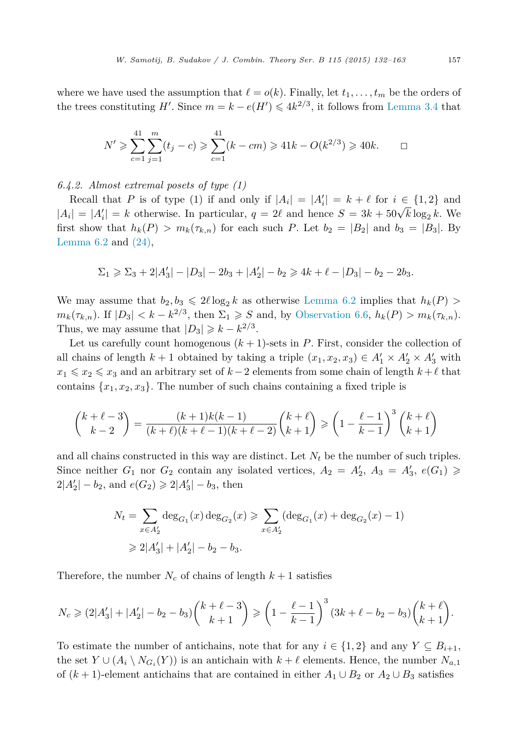where we have used the assumption that $\ell = o(k)$. Finally, let $t_1, \ldots, t_m$ be the orders of the trees constituting $H'$. Since $m = k - e(H') \leqslant 4k^{2/3}$, it follows from Lemma 3.4 that

$$N' \geqslant \sum_{c=1}^{41} \sum_{j=1}^{m} (t_j - c) \geqslant \sum_{c=1}^{41} (k - cm) \geqslant 41k - O(k^{2/3}) \geqslant 40k. \qquad \square$$

*6.4.2. Almost extremal posets of type (1)*

Recall that $P$ is of type (1) if and only if $|A_i| = |A_i'| = k + \ell$ for $i \in \{1, 2\}$ and $|A_i| = |A_i'| = k$ otherwise. In particular, $q = 2\ell$ and hence $S = 3k + 50\sqrt{k}\log_2 k$. We first show that $h_k(P) > m_k(\tau_{k,n})$ for each such $P$. Let $b_2 = |B_2|$ and $b_3 = |B_3|$. By Lemma 6.2 and (24),

$$\Sigma_1 \geqslant \Sigma_3 + 2|A_3'| - |D_3| - 2b_3 + |A_2'| - b_2 \geqslant 4k + \ell - |D_3| - b_2 - 2b_3.$$

We may assume that $b_2, b_3 \leqslant 2\ell \log_2 k$ as otherwise Lemma 6.2 implies that $h_k(P) > m_k(\tau_{k,n})$. If $|D_3| < k - k^{2/3}$, then $\Sigma_1 \geqslant S$ and, by Observation 6.6, $h_k(P) > m_k(\tau_{k,n})$. Thus, we may assume that $|D_3| \geqslant k - k^{2/3}$.

Let us carefully count homogenous $(k+1)$-sets in $P$. First, consider the collection of all chains of length $k+1$ obtained by taking a triple $(x_1, x_2, x_3) \in A_1' \times A_2' \times A_3'$ with $x_1 \leqslant x_2 \leqslant x_3$ and an arbitrary set of $k-2$ elements from some chain of length $k+\ell$ that contains $\{x_1, x_2, x_3\}$. The number of such chains containing a fixed triple is

$$\binom{k+\ell-3}{k-2} = \frac{(k+1)k(k-1)}{(k+\ell)(k+\ell-1)(k+\ell-2)}\binom{k+\ell}{k+1} \geqslant \left(1 - \frac{\ell-1}{k-1}\right)^3 \binom{k+\ell}{k+1}$$

and all chains constructed in this way are distinct. Let $N_t$ be the number of such triples. Since neither $G_1$ nor $G_2$ contain any isolated vertices, $A_2 = A_2'$, $A_3 = A_3'$, $e(G_1) \geqslant 2|A_2'| - b_2$, and $e(G_2) \geqslant 2|A_3'| - b_3$, then

$$\begin{aligned} N_t = \sum_{x \in A_2'} \deg_{G_1}(x)\deg_{G_2}(x) &\geqslant \sum_{x \in A_2'} (\deg_{G_1}(x) + \deg_{G_2}(x) - 1) \\ &\geqslant 2|A_3'| + |A_2'| - b_2 - b_3. \end{aligned}$$

Therefore, the number $N_c$ of chains of length $k+1$ satisfies

$$N_c \geqslant (2|A_3'| + |A_2'| - b_2 - b_3)\binom{k+\ell-3}{k+1} \geqslant \left(1 - \frac{\ell-1}{k-1}\right)^3 (3k + \ell - b_2 - b_3)\binom{k+\ell}{k+1}.$$

To estimate the number of antichains, note that for any $i \in \{1, 2\}$ and any $Y \subseteq B_{i+1}$, the set $Y \cup (A_i \setminus N_{G_i}(Y))$ is an antichain with $k+\ell$ elements. Hence, the number $N_{a,1}$ of $(k+1)$-element antichains that are contained in either $A_1 \cup B_2$ or $A_2 \cup B_3$ satisfies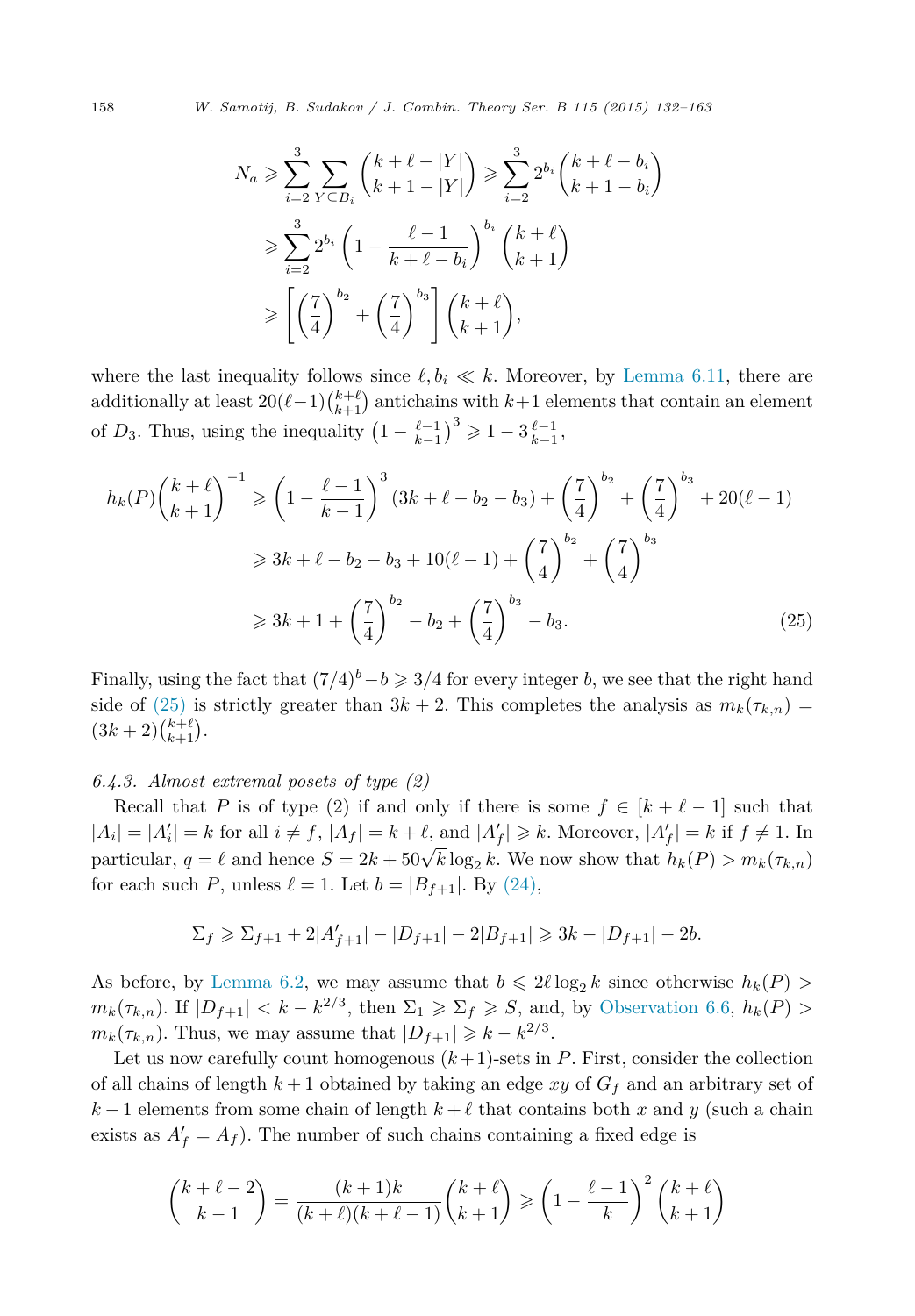$$
\begin{aligned}
N_a &\geqslant \sum_{i=2}^{3} \sum_{Y \subseteq B_i} \binom{k+\ell-|Y|}{k+1-|Y|} \geqslant \sum_{i=2}^{3} 2^{b_i} \binom{k+\ell-b_i}{k+1-b_i} \\
&\geqslant \sum_{i=2}^{3} 2^{b_i} \left(1 - \frac{\ell-1}{k+\ell-b_i}\right)^{b_i} \binom{k+\ell}{k+1} \\
&\geqslant \left[\left(\frac{7}{4}\right)^{b_2} + \left(\frac{7}{4}\right)^{b_3}\right] \binom{k+\ell}{k+1},
\end{aligned}
$$

where the last inequality follows since $\ell, b_i \ll k$. Moreover, by Lemma 6.11, there are additionally at least $20(\ell-1)\binom{k+\ell}{k+1}$ antichains with $k+1$ elements that contain an element of $D_3$. Thus, using the inequality $\left(1 - \frac{\ell-1}{k-1}\right)^3 \geqslant 1 - 3\frac{\ell-1}{k-1}$,

$$
\begin{aligned}
h_k(P)\binom{k+\ell}{k+1}^{-1} &\geqslant \left(1 - \frac{\ell-1}{k-1}\right)^3 (3k+\ell-b_2-b_3) + \left(\frac{7}{4}\right)^{b_2} + \left(\frac{7}{4}\right)^{b_3} + 20(\ell-1) \\
&\geqslant 3k + \ell - b_2 - b_3 + 10(\ell-1) + \left(\frac{7}{4}\right)^{b_2} + \left(\frac{7}{4}\right)^{b_3} \\
&\geqslant 3k + 1 + \left(\frac{7}{4}\right)^{b_2} - b_2 + \left(\frac{7}{4}\right)^{b_3} - b_3. \qquad (25)
\end{aligned}
$$

Finally, using the fact that $(7/4)^b - b \geqslant 3/4$ for every integer $b$, we see that the right hand side of (25) is strictly greater than $3k+2$. This completes the analysis as $m_k(\tau_{k,n}) = (3k+2)\binom{k+\ell}{k+1}$.

*6.4.3. Almost extremal posets of type (2)*

Recall that $P$ is of type (2) if and only if there is some $f \in [k+\ell-1]$ such that $|A_i| = |A'_i| = k$ for all $i \neq f$, $|A_f| = k+\ell$, and $|A'_f| \geqslant k$. Moreover, $|A'_f| = k$ if $f \neq 1$. In particular, $q = \ell$ and hence $S = 2k + 50\sqrt{k}\log_2 k$. We now show that $h_k(P) > m_k(\tau_{k,n})$ for each such $P$, unless $\ell = 1$. Let $b = |B_{f+1}|$. By (24),

$$
\Sigma_f \geqslant \Sigma_{f+1} + 2|A'_{f+1}| - |D_{f+1}| - 2|B_{f+1}| \geqslant 3k - |D_{f+1}| - 2b.
$$

As before, by Lemma 6.2, we may assume that $b \leqslant 2\ell \log_2 k$ since otherwise $h_k(P) > m_k(\tau_{k,n})$. If $|D_{f+1}| < k - k^{2/3}$, then $\Sigma_1 \geqslant \Sigma_f \geqslant S$, and, by Observation 6.6, $h_k(P) > m_k(\tau_{k,n})$. Thus, we may assume that $|D_{f+1}| \geqslant k - k^{2/3}$.

Let us now carefully count homogenous $(k+1)$-sets in $P$. First, consider the collection of all chains of length $k+1$ obtained by taking an edge $xy$ of $G_f$ and an arbitrary set of $k-1$ elements from some chain of length $k+\ell$ that contains both $x$ and $y$ (such a chain exists as $A'_f = A_f$). The number of such chains containing a fixed edge is

$$
\binom{k+\ell-2}{k-1} = \frac{(k+1)k}{(k+\ell)(k+\ell-1)}\binom{k+\ell}{k+1} \geqslant \left(1 - \frac{\ell-1}{k}\right)^2 \binom{k+\ell}{k+1}
$$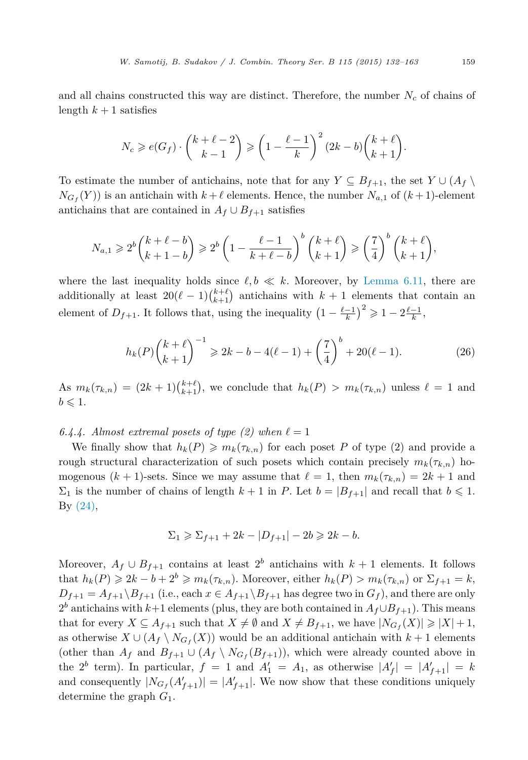and all chains constructed this way are distinct. Therefore, the number $N_c$ of chains of length $k+1$ satisfies

$$N_c \geqslant e(G_f) \cdot \binom{k+\ell-2}{k-1} \geqslant \left(1 - \frac{\ell-1}{k}\right)^2 (2k-b)\binom{k+\ell}{k+1}.$$

To estimate the number of antichains, note that for any $Y \subseteq B_{f+1}$, the set $Y \cup (A_f \setminus N_{G_f}(Y))$ is an antichain with $k+\ell$ elements. Hence, the number $N_{a,1}$ of $(k+1)$-element antichains that are contained in $A_f \cup B_{f+1}$ satisfies

$$N_{a,1} \geqslant 2^b \binom{k+\ell-b}{k+1-b} \geqslant 2^b \left(1 - \frac{\ell-1}{k+\ell-b}\right)^b \binom{k+\ell}{k+1} \geqslant \left(\frac{7}{4}\right)^b \binom{k+\ell}{k+1},$$

where the last inequality holds since $\ell, b \ll k$. Moreover, by Lemma 6.11, there are additionally at least $20(\ell-1)\binom{k+\ell}{k+1}$ antichains with $k+1$ elements that contain an element of $D_{f+1}$. It follows that, using the inequality $\left(1 - \frac{\ell-1}{k}\right)^2 \geqslant 1 - 2\frac{\ell-1}{k}$,

$$h_k(P)\binom{k+\ell}{k+1}^{-1} \geqslant 2k - b - 4(\ell-1) + \left(\frac{7}{4}\right)^b + 20(\ell-1). \tag{26}$$

As $m_k(\tau_{k,n}) = (2k+1)\binom{k+\ell}{k+1}$, we conclude that $h_k(P) > m_k(\tau_{k,n})$ unless $\ell = 1$ and $b \leqslant 1$.

#### 6.4.4. *Almost extremal posets of type (2) when $\ell = 1$*

We finally show that $h_k(P) \geqslant m_k(\tau_{k,n})$ for each poset $P$ of type (2) and provide a rough structural characterization of such posets which contain precisely $m_k(\tau_{k,n})$ homogenous $(k+1)$-sets. Since we may assume that $\ell = 1$, then $m_k(\tau_{k,n}) = 2k+1$ and $\Sigma_1$ is the number of chains of length $k+1$ in $P$. Let $b = |B_{f+1}|$ and recall that $b \leqslant 1$. By (24),

$$\Sigma_1 \geqslant \Sigma_{f+1} + 2k - |D_{f+1}| - 2b \geqslant 2k - b.$$

Moreover, $A_f \cup B_{f+1}$ contains at least $2^b$ antichains with $k+1$ elements. It follows that $h_k(P) \geqslant 2k - b + 2^b \geqslant m_k(\tau_{k,n})$. Moreover, either $h_k(P) > m_k(\tau_{k,n})$ or $\Sigma_{f+1} = k$, $D_{f+1} = A_{f+1} \setminus B_{f+1}$ (i.e., each $x \in A_{f+1} \setminus B_{f+1}$ has degree two in $G_f$), and there are only $2^b$ antichains with $k+1$ elements (plus, they are both contained in $A_f \cup B_{f+1}$). This means that for every $X \subseteq A_{f+1}$ such that $X \neq \emptyset$ and $X \neq B_{f+1}$, we have $|N_{G_f}(X)| \geqslant |X| + 1$, as otherwise $X \cup (A_f \setminus N_{G_f}(X))$ would be an additional antichain with $k+1$ elements (other than $A_f$ and $B_{f+1} \cup (A_f \setminus N_{G_f}(B_{f+1}))$, which were already counted above in the $2^b$ term). In particular, $f = 1$ and $A_1' = A_1$, as otherwise $|A_f'| = |A_{f+1}'| = k$ and consequently $|N_{G_f}(A_{f+1}')| = |A_{f+1}'|$. We now show that these conditions uniquely determine the graph $G_1$.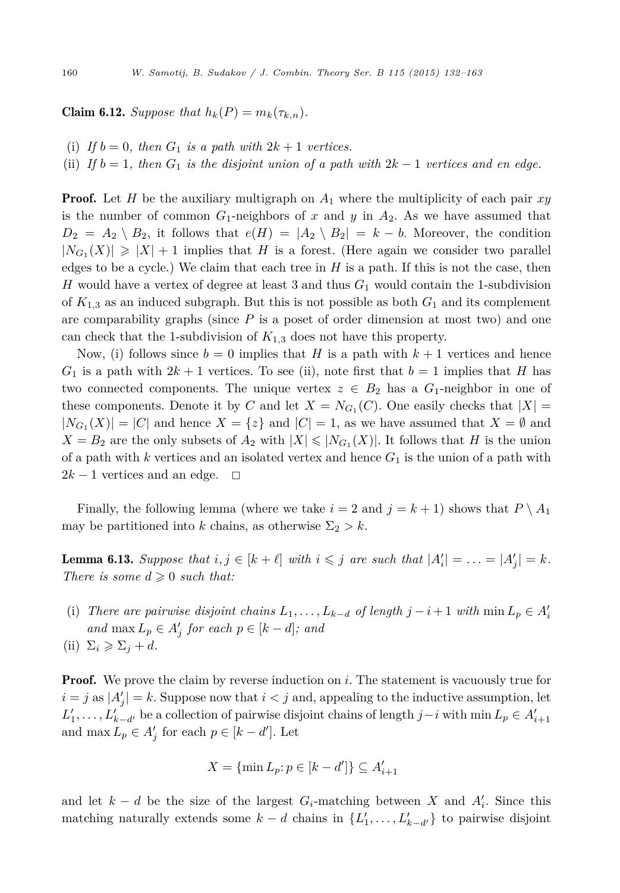**Claim 6.12.** *Suppose that $h_k(P) = m_k(\tau_{k,n})$.*

(i) *If $b = 0$, then $G_1$ is a path with $2k+1$ vertices.*
(ii) *If $b = 1$, then $G_1$ is the disjoint union of a path with $2k-1$ vertices and en edge.*

**Proof.** Let $H$ be the auxiliary multigraph on $A_1$ where the multiplicity of each pair $xy$ is the number of common $G_1$-neighbors of $x$ and $y$ in $A_2$. As we have assumed that $D_2 = A_2 \setminus B_2$, it follows that $e(H) = |A_2 \setminus B_2| = k - b$. Moreover, the condition $|N_{G_1}(X)| \geqslant |X| + 1$ implies that $H$ is a forest. (Here again we consider two parallel edges to be a cycle.) We claim that each tree in $H$ is a path. If this is not the case, then $H$ would have a vertex of degree at least 3 and thus $G_1$ would contain the 1-subdivision of $K_{1,3}$ as an induced subgraph. But this is not possible as both $G_1$ and its complement are comparability graphs (since $P$ is a poset of order dimension at most two) and one can check that the 1-subdivision of $K_{1,3}$ does not have this property.

Now, (i) follows since $b = 0$ implies that $H$ is a path with $k+1$ vertices and hence $G_1$ is a path with $2k+1$ vertices. To see (ii), note first that $b = 1$ implies that $H$ has two connected components. The unique vertex $z \in B_2$ has a $G_1$-neighbor in one of these components. Denote it by $C$ and let $X = N_{G_1}(C)$. One easily checks that $|X| = |N_{G_1}(X)| = |C|$ and hence $X = \{z\}$ and $|C| = 1$, as we have assumed that $X = \emptyset$ and $X = B_2$ are the only subsets of $A_2$ with $|X| \leqslant |N_{G_1}(X)|$. It follows that $H$ is the union of a path with $k$ vertices and an isolated vertex and hence $G_1$ is the union of a path with $2k-1$ vertices and an edge. $\square$

Finally, the following lemma (where we take $i = 2$ and $j = k+1$) shows that $P \setminus A_1$ may be partitioned into $k$ chains, as otherwise $\Sigma_2 > k$.

**Lemma 6.13.** *Suppose that $i, j \in [k+\ell]$ with $i \leqslant j$ are such that $|A'_i| = \ldots = |A'_j| = k$. There is some $d \geqslant 0$ such that:*

(i) *There are pairwise disjoint chains $L_1, \ldots, L_{k-d}$ of length $j-i+1$ with $\min L_p \in A'_i$ and $\max L_p \in A'_j$ for each $p \in [k-d]$; and*
(ii) $\Sigma_i \geqslant \Sigma_j + d$.

**Proof.** We prove the claim by reverse induction on $i$. The statement is vacuously true for $i = j$ as $|A'_j| = k$. Suppose now that $i < j$ and, appealing to the inductive assumption, let $L'_1, \ldots, L'_{k-d'}$ be a collection of pairwise disjoint chains of length $j-i$ with $\min L_p \in A'_{i+1}$ and $\max L_p \in A'_j$ for each $p \in [k-d']$. Let

$$X = \{\min L_p : p \in [k-d']\} \subseteq A'_{i+1}$$

and let $k-d$ be the size of the largest $G_i$-matching between $X$ and $A'_i$. Since this matching naturally extends some $k-d$ chains in $\{L'_1, \ldots, L'_{k-d'}\}$ to pairwise disjoint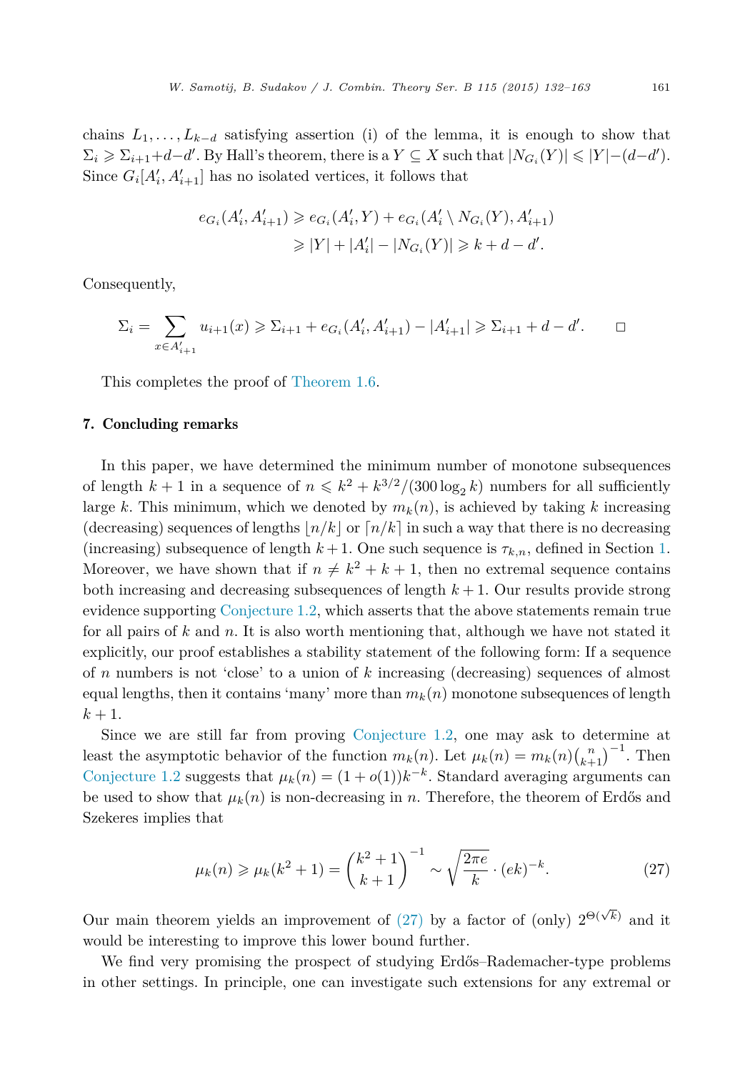chains $L_1, \ldots, L_{k-d}$ satisfying assertion (i) of the lemma, it is enough to show that $\Sigma_i \geqslant \Sigma_{i+1} + d - d'$. By Hall's theorem, there is a $Y \subseteq X$ such that $|N_{G_i}(Y)| \leqslant |Y| - (d - d')$. Since $G_i[A'_i, A'_{i+1}]$ has no isolated vertices, it follows that

$$
\begin{aligned}
e_{G_i}(A'_i, A'_{i+1}) &\geqslant e_{G_i}(A'_i, Y) + e_{G_i}(A'_i \setminus N_{G_i}(Y), A'_{i+1}) \\
&\geqslant |Y| + |A'_i| - |N_{G_i}(Y)| \geqslant k + d - d'.
\end{aligned}
$$

Consequently,

$$
\Sigma_i = \sum_{x \in A'_{i+1}} u_{i+1}(x) \geqslant \Sigma_{i+1} + e_{G_i}(A'_i, A'_{i+1}) - |A'_{i+1}| \geqslant \Sigma_{i+1} + d - d'. \qquad \square
$$

This completes the proof of Theorem 1.6.

## 7. Concluding remarks

In this paper, we have determined the minimum number of monotone subsequences of length $k+1$ in a sequence of $n \leqslant k^2 + k^{3/2}/(300 \log_2 k)$ numbers for all sufficiently large $k$. This minimum, which we denoted by $m_k(n)$, is achieved by taking $k$ increasing (decreasing) sequences of lengths $\lfloor n/k \rfloor$ or $\lceil n/k \rceil$ in such a way that there is no decreasing (increasing) subsequence of length $k+1$. One such sequence is $\tau_{k,n}$, defined in Section 1. Moreover, we have shown that if $n \neq k^2 + k + 1$, then no extremal sequence contains both increasing and decreasing subsequences of length $k+1$. Our results provide strong evidence supporting Conjecture 1.2, which asserts that the above statements remain true for all pairs of $k$ and $n$. It is also worth mentioning that, although we have not stated it explicitly, our proof establishes a stability statement of the following form: If a sequence of $n$ numbers is not 'close' to a union of $k$ increasing (decreasing) sequences of almost equal lengths, then it contains 'many' more than $m_k(n)$ monotone subsequences of length $k+1$.

Since we are still far from proving Conjecture 1.2, one may ask to determine at least the asymptotic behavior of the function $m_k(n)$. Let $\mu_k(n) = m_k(n)\binom{n}{k+1}^{-1}$. Then Conjecture 1.2 suggests that $\mu_k(n) = (1 + o(1))k^{-k}$. Standard averaging arguments can be used to show that $\mu_k(n)$ is non-decreasing in $n$. Therefore, the theorem of Erdős and Szekeres implies that

$$
\mu_k(n) \geqslant \mu_k(k^2+1) = \binom{k^2+1}{k+1}^{-1} \sim \sqrt{\frac{2\pi e}{k}} \cdot (ek)^{-k}. \tag{27}
$$

Our main theorem yields an improvement of (27) by a factor of (only) $2^{\Theta(\sqrt{k})}$ and it would be interesting to improve this lower bound further.

We find very promising the prospect of studying Erdős–Rademacher-type problems in other settings. In principle, one can investigate such extensions for any extremal or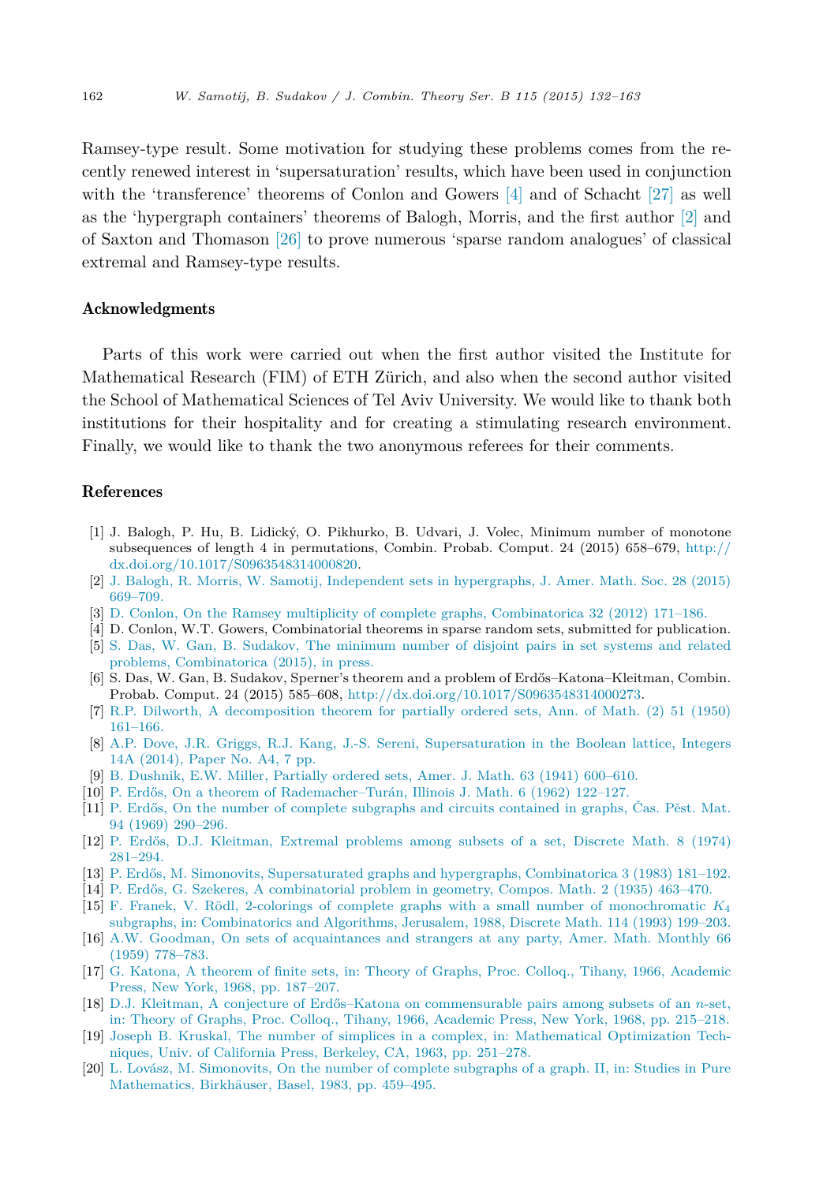Ramsey-type result. Some motivation for studying these problems comes from the recently renewed interest in 'supersaturation' results, which have been used in conjunction with the 'transference' theorems of Conlon and Gowers [4] and of Schacht [27] as well as the 'hypergraph containers' theorems of Balogh, Morris, and the first author [2] and of Saxton and Thomason [26] to prove numerous 'sparse random analogues' of classical extremal and Ramsey-type results.

## Acknowledgments

Parts of this work were carried out when the first author visited the Institute for Mathematical Research (FIM) of ETH Zürich, and also when the second author visited the School of Mathematical Sciences of Tel Aviv University. We would like to thank both institutions for their hospitality and for creating a stimulating research environment. Finally, we would like to thank the two anonymous referees for their comments.

## References

[1] J. Balogh, P. Hu, B. Lidický, O. Pikhurko, B. Udvari, J. Volec, Minimum number of monotone subsequences of length 4 in permutations, Combin. Probab. Comput. 24 (2015) 658–679, http://dx.doi.org/10.1017/S0963548314000820.

[2] J. Balogh, R. Morris, W. Samotij, Independent sets in hypergraphs, J. Amer. Math. Soc. 28 (2015) 669–709.

[3] D. Conlon, On the Ramsey multiplicity of complete graphs, Combinatorica 32 (2012) 171–186.

[4] D. Conlon, W.T. Gowers, Combinatorial theorems in sparse random sets, submitted for publication.

[5] S. Das, W. Gan, B. Sudakov, The minimum number of disjoint pairs in set systems and related problems, Combinatorica (2015), in press.

[6] S. Das, W. Gan, B. Sudakov, Sperner's theorem and a problem of Erdős–Katona–Kleitman, Combin. Probab. Comput. 24 (2015) 585–608, http://dx.doi.org/10.1017/S0963548314000273.

[7] R.P. Dilworth, A decomposition theorem for partially ordered sets, Ann. of Math. (2) 51 (1950) 161–166.

[8] A.P. Dove, J.R. Griggs, R.J. Kang, J.-S. Sereni, Supersaturation in the Boolean lattice, Integers 14A (2014), Paper No. A4, 7 pp.

[9] B. Dushnik, E.W. Miller, Partially ordered sets, Amer. J. Math. 63 (1941) 600–610.

[10] P. Erdős, On a theorem of Rademacher–Turán, Illinois J. Math. 6 (1962) 122–127.

[11] P. Erdős, On the number of complete subgraphs and circuits contained in graphs, Čas. Pěst. Mat. 94 (1969) 290–296.

[12] P. Erdős, D.J. Kleitman, Extremal problems among subsets of a set, Discrete Math. 8 (1974) 281–294.

[13] P. Erdős, M. Simonovits, Supersaturated graphs and hypergraphs, Combinatorica 3 (1983) 181–192.

[14] P. Erdős, G. Szekeres, A combinatorial problem in geometry, Compos. Math. 2 (1935) 463–470.

[15] F. Franek, V. Rödl, 2-colorings of complete graphs with a small number of monochromatic $K_4$ subgraphs, in: Combinatorics and Algorithms, Jerusalem, 1988, Discrete Math. 114 (1993) 199–203.

[16] A.W. Goodman, On sets of acquaintances and strangers at any party, Amer. Math. Monthly 66 (1959) 778–783.

[17] G. Katona, A theorem of finite sets, in: Theory of Graphs, Proc. Colloq., Tihany, 1966, Academic Press, New York, 1968, pp. 187–207.

[18] D.J. Kleitman, A conjecture of Erdős–Katona on commensurable pairs among subsets of an $n$-set, in: Theory of Graphs, Proc. Colloq., Tihany, 1966, Academic Press, New York, 1968, pp. 215–218.

[19] Joseph B. Kruskal, The number of simplices in a complex, in: Mathematical Optimization Techniques, Univ. of California Press, Berkeley, CA, 1963, pp. 251–278.

[20] L. Lovász, M. Simonovits, On the number of complete subgraphs of a graph. II, in: Studies in Pure Mathematics, Birkhäuser, Basel, 1983, pp. 459–495.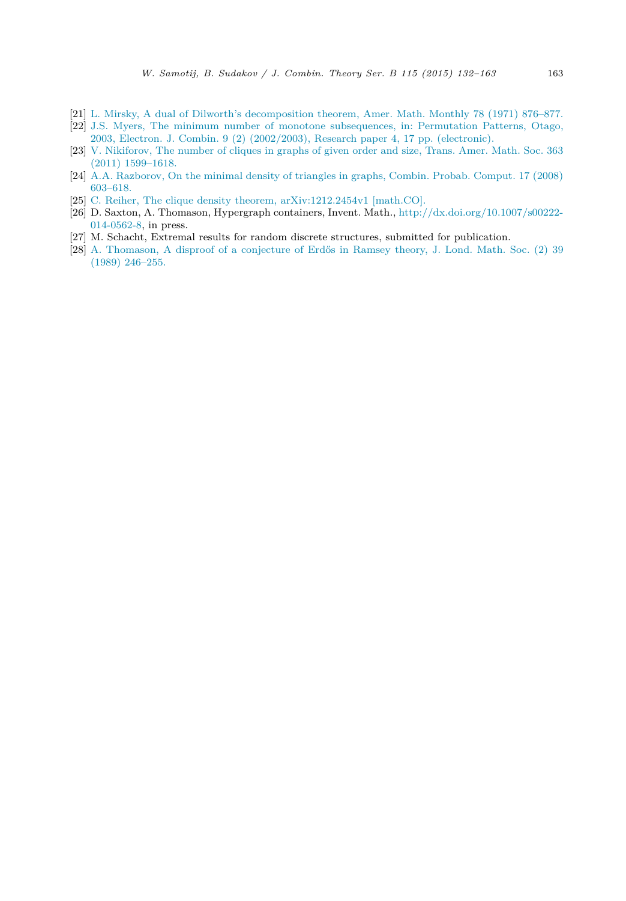[21] L. Mirsky, A dual of Dilworth's decomposition theorem, Amer. Math. Monthly 78 (1971) 876–877.

[22] J.S. Myers, The minimum number of monotone subsequences, in: Permutation Patterns, Otago, 2003, Electron. J. Combin. 9 (2) (2002/2003), Research paper 4, 17 pp. (electronic).

[23] V. Nikiforov, The number of cliques in graphs of given order and size, Trans. Amer. Math. Soc. 363 (2011) 1599–1618.

[24] A.A. Razborov, On the minimal density of triangles in graphs, Combin. Probab. Comput. 17 (2008) 603–618.

[25] C. Reiher, The clique density theorem, arXiv:1212.2454v1 [math.CO].

[26] D. Saxton, A. Thomason, Hypergraph containers, Invent. Math., http://dx.doi.org/10.1007/s00222-014-0562-8, in press.

[27] M. Schacht, Extremal results for random discrete structures, submitted for publication.

[28] A. Thomason, A disproof of a conjecture of Erdős in Ramsey theory, J. Lond. Math. Soc. (2) 39 (1989) 246–255.